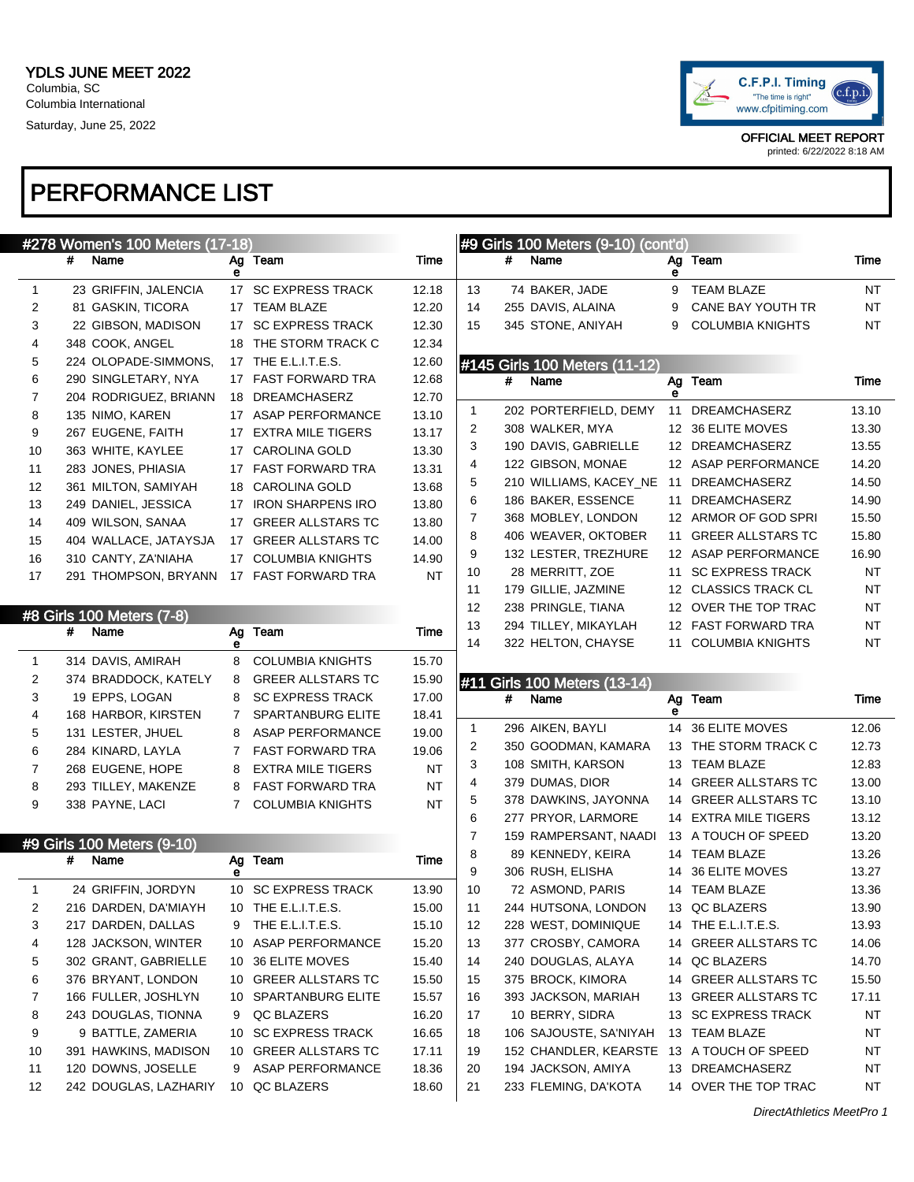YDLS JUNE MEET 2022
Columbia, SC
Columbia International
Saturday, June 25, 2022

OFFICIAL MEET REPORT
printed: 6/22/2022 8:18 AM

# PERFORMANCE LIST

## #278 Women's 100 Meters (17-18)

| | # | Name | Age | Team | Time |
|---|---|---|---|---|---|
| 1 | 23 | GRIFFIN, JALENCIA | 17 | SC EXPRESS TRACK | 12.18 |
| 2 | 81 | GASKIN, TICORA | 17 | TEAM BLAZE | 12.20 |
| 3 | 22 | GIBSON, MADISON | 17 | SC EXPRESS TRACK | 12.30 |
| 4 | 348 | COOK, ANGEL | 18 | THE STORM TRACK C | 12.34 |
| 5 | 224 | OLOPADE-SIMMONS, | 17 | THE E.L.I.T.E.S. | 12.60 |
| 6 | 290 | SINGLETARY, NYA | 17 | FAST FORWARD TRA | 12.68 |
| 7 | 204 | RODRIGUEZ, BRIANN | 18 | DREAMCHASERZ | 12.70 |
| 8 | 135 | NIMO, KAREN | 17 | ASAP PERFORMANCE | 13.10 |
| 9 | 267 | EUGENE, FAITH | 17 | EXTRA MILE TIGERS | 13.17 |
| 10 | 363 | WHITE, KAYLEE | 17 | CAROLINA GOLD | 13.30 |
| 11 | 283 | JONES, PHIASIA | 17 | FAST FORWARD TRA | 13.31 |
| 12 | 361 | MILTON, SAMIYAH | 18 | CAROLINA GOLD | 13.68 |
| 13 | 249 | DANIEL, JESSICA | 17 | IRON SHARPENS IRO | 13.80 |
| 14 | 409 | WILSON, SANAA | 17 | GREER ALLSTARS TC | 13.80 |
| 15 | 404 | WALLACE, JATAYSJA | 17 | GREER ALLSTARS TC | 14.00 |
| 16 | 310 | CANTY, ZA'NIAHA | 17 | COLUMBIA KNIGHTS | 14.90 |
| 17 | 291 | THOMPSON, BRYANN | 17 | FAST FORWARD TRA | NT |

## #8 Girls 100 Meters (7-8)

| | # | Name | Age | Team | Time |
|---|---|---|---|---|---|
| 1 | 314 | DAVIS, AMIRAH | 8 | COLUMBIA KNIGHTS | 15.70 |
| 2 | 374 | BRADDOCK, KATELY | 8 | GREER ALLSTARS TC | 15.90 |
| 3 | 19 | EPPS, LOGAN | 8 | SC EXPRESS TRACK | 17.00 |
| 4 | 168 | HARBOR, KIRSTEN | 7 | SPARTANBURG ELITE | 18.41 |
| 5 | 131 | LESTER, JHUEL | 8 | ASAP PERFORMANCE | 19.00 |
| 6 | 284 | KINARD, LAYLA | 7 | FAST FORWARD TRA | 19.06 |
| 7 | 268 | EUGENE, HOPE | 8 | EXTRA MILE TIGERS | NT |
| 8 | 293 | TILLEY, MAKENZE | 8 | FAST FORWARD TRA | NT |
| 9 | 338 | PAYNE, LACI | 7 | COLUMBIA KNIGHTS | NT |

## #9 Girls 100 Meters (9-10)

| | # | Name | Age | Team | Time |
|---|---|---|---|---|---|
| 1 | 24 | GRIFFIN, JORDYN | 10 | SC EXPRESS TRACK | 13.90 |
| 2 | 216 | DARDEN, DA'MIAYH | 10 | THE E.L.I.T.E.S. | 15.00 |
| 3 | 217 | DARDEN, DALLAS | 9 | THE E.L.I.T.E.S. | 15.10 |
| 4 | 128 | JACKSON, WINTER | 10 | ASAP PERFORMANCE | 15.20 |
| 5 | 302 | GRANT, GABRIELLE | 10 | 36 ELITE MOVES | 15.40 |
| 6 | 376 | BRYANT, LONDON | 10 | GREER ALLSTARS TC | 15.50 |
| 7 | 166 | FULLER, JOSHLYN | 10 | SPARTANBURG ELITE | 15.57 |
| 8 | 243 | DOUGLAS, TIONNA | 9 | QC BLAZERS | 16.20 |
| 9 | 9 | BATTLE, ZAMERIA | 10 | SC EXPRESS TRACK | 16.65 |
| 10 | 391 | HAWKINS, MADISON | 10 | GREER ALLSTARS TC | 17.11 |
| 11 | 120 | DOWNS, JOSELLE | 9 | ASAP PERFORMANCE | 18.36 |
| 12 | 242 | DOUGLAS, LAZHARIY | 10 | QC BLAZERS | 18.60 |
| 13 | 74 | BAKER, JADE | 9 | TEAM BLAZE | NT |
| 14 | 255 | DAVIS, ALAINA | 9 | CANE BAY YOUTH TR | NT |
| 15 | 345 | STONE, ANIYAH | 9 | COLUMBIA KNIGHTS | NT |

## #145 Girls 100 Meters (11-12)

| | # | Name | Age | Team | Time |
|---|---|---|---|---|---|
| 1 | 202 | PORTERFIELD, DEMY | 11 | DREAMCHASERZ | 13.10 |
| 2 | 308 | WALKER, MYA | 12 | 36 ELITE MOVES | 13.30 |
| 3 | 190 | DAVIS, GABRIELLE | 12 | DREAMCHASERZ | 13.55 |
| 4 | 122 | GIBSON, MONAE | 12 | ASAP PERFORMANCE | 14.20 |
| 5 | 210 | WILLIAMS, KACEY_NE | 11 | DREAMCHASERZ | 14.50 |
| 6 | 186 | BAKER, ESSENCE | 11 | DREAMCHASERZ | 14.90 |
| 7 | 368 | MOBLEY, LONDON | 12 | ARMOR OF GOD SPRI | 15.50 |
| 8 | 406 | WEAVER, OKTOBER | 11 | GREER ALLSTARS TC | 15.80 |
| 9 | 132 | LESTER, TREZHURE | 12 | ASAP PERFORMANCE | 16.90 |
| 10 | 28 | MERRITT, ZOE | 11 | SC EXPRESS TRACK | NT |
| 11 | 179 | GILLIE, JAZMINE | 12 | CLASSICS TRACK CL | NT |
| 12 | 238 | PRINGLE, TIANA | 12 | OVER THE TOP TRAC | NT |
| 13 | 294 | TILLEY, MIKAYLAH | 12 | FAST FORWARD TRA | NT |
| 14 | 322 | HELTON, CHAYSE | 11 | COLUMBIA KNIGHTS | NT |

## #11 Girls 100 Meters (13-14)

| | # | Name | Age | Team | Time |
|---|---|---|---|---|---|
| 1 | 296 | AIKEN, BAYLI | 14 | 36 ELITE MOVES | 12.06 |
| 2 | 350 | GOODMAN, KAMARA | 13 | THE STORM TRACK C | 12.73 |
| 3 | 108 | SMITH, KARSON | 13 | TEAM BLAZE | 12.83 |
| 4 | 379 | DUMAS, DIOR | 14 | GREER ALLSTARS TC | 13.00 |
| 5 | 378 | DAWKINS, JAYONNA | 14 | GREER ALLSTARS TC | 13.10 |
| 6 | 277 | PRYOR, LARMORE | 14 | EXTRA MILE TIGERS | 13.12 |
| 7 | 159 | RAMPERSANT, NAADI | 13 | A TOUCH OF SPEED | 13.20 |
| 8 | 89 | KENNEDY, KEIRA | 14 | TEAM BLAZE | 13.26 |
| 9 | 306 | RUSH, ELISHA | 14 | 36 ELITE MOVES | 13.27 |
| 10 | 72 | ASMOND, PARIS | 14 | TEAM BLAZE | 13.36 |
| 11 | 244 | HUTSONA, LONDON | 13 | QC BLAZERS | 13.90 |
| 12 | 228 | WEST, DOMINIQUE | 14 | THE E.L.I.T.E.S. | 13.93 |
| 13 | 377 | CROSBY, CAMORA | 14 | GREER ALLSTARS TC | 14.06 |
| 14 | 240 | DOUGLAS, ALAYA | 14 | QC BLAZERS | 14.70 |
| 15 | 375 | BROCK, KIMORA | 14 | GREER ALLSTARS TC | 15.50 |
| 16 | 393 | JACKSON, MARIAH | 13 | GREER ALLSTARS TC | 17.11 |
| 17 | 10 | BERRY, SIDRA | 13 | SC EXPRESS TRACK | NT |
| 18 | 106 | SAJOUSTE, SA'NIYAH | 13 | TEAM BLAZE | NT |
| 19 | 152 | CHANDLER, KEARSTE | 13 | A TOUCH OF SPEED | NT |
| 20 | 194 | JACKSON, AMIYA | 13 | DREAMCHASERZ | NT |
| 21 | 233 | FLEMING, DA'KOTA | 14 | OVER THE TOP TRAC | NT |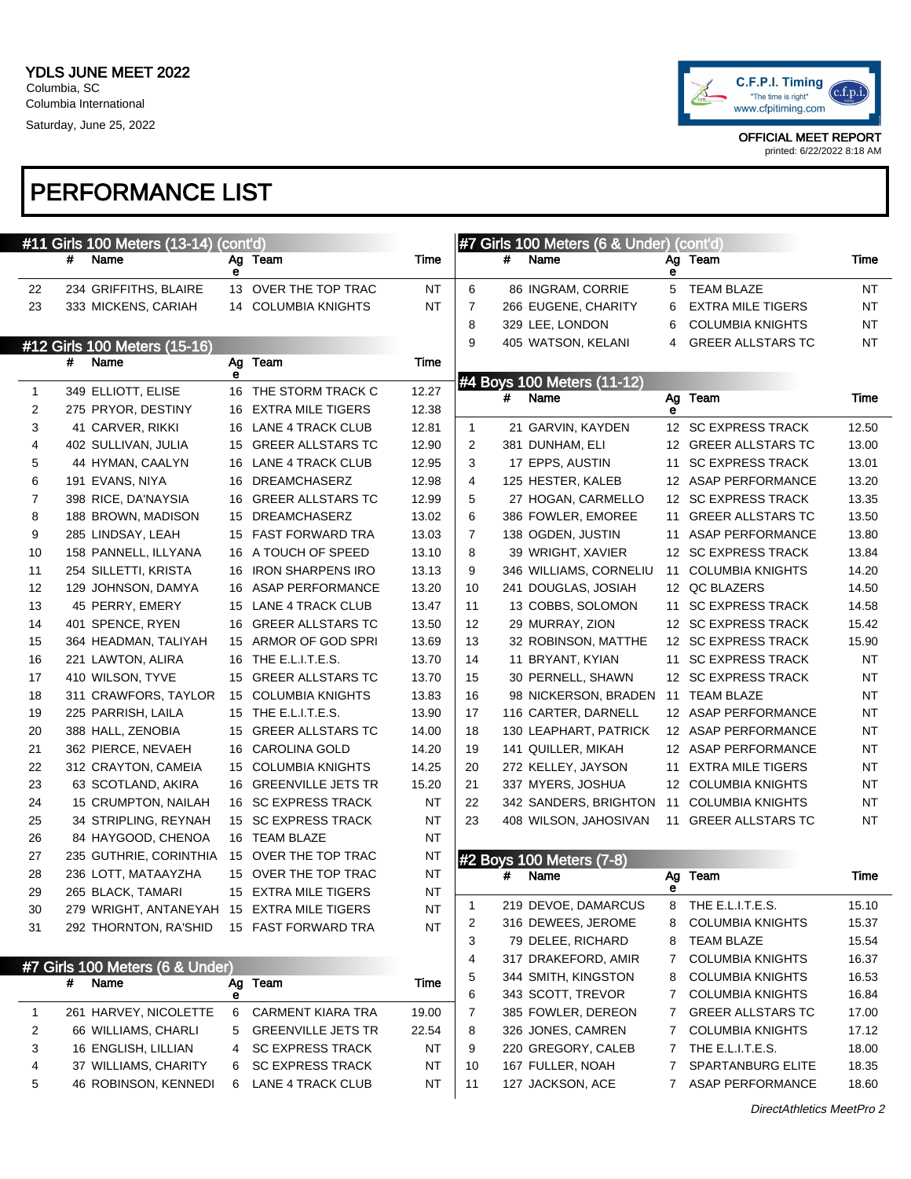YDLS JUNE MEET 2022
Columbia, SC
Columbia International
Saturday, June 25, 2022

OFFICIAL MEET REPORT
printed: 6/22/2022 8:18 AM

# PERFORMANCE LIST

## #11 Girls 100 Meters (13-14) (cont'd)

| | # | Name | Age | Team | Time |
|---|---|---|---|---|---|
| 22 | 234 | GRIFFITHS, BLAIRE | 13 | OVER THE TOP TRAC | NT |
| 23 | 333 | MICKENS, CARIAH | 14 | COLUMBIA KNIGHTS | NT |

## #12 Girls 100 Meters (15-16)

| | # | Name | Age | Team | Time |
|---|---|---|---|---|---|
| 1 | 349 | ELLIOTT, ELISE | 16 | THE STORM TRACK C | 12.27 |
| 2 | 275 | PRYOR, DESTINY | 16 | EXTRA MILE TIGERS | 12.38 |
| 3 | 41 | CARVER, RIKKI | 16 | LANE 4 TRACK CLUB | 12.81 |
| 4 | 402 | SULLIVAN, JULIA | 15 | GREER ALLSTARS TC | 12.90 |
| 5 | 44 | HYMAN, CAALYN | 16 | LANE 4 TRACK CLUB | 12.95 |
| 6 | 191 | EVANS, NIYA | 16 | DREAMCHASERZ | 12.98 |
| 7 | 398 | RICE, DA'NAYSIA | 16 | GREER ALLSTARS TC | 12.99 |
| 8 | 188 | BROWN, MADISON | 15 | DREAMCHASERZ | 13.02 |
| 9 | 285 | LINDSAY, LEAH | 15 | FAST FORWARD TRA | 13.03 |
| 10 | 158 | PANNELL, ILLYANA | 16 | A TOUCH OF SPEED | 13.10 |
| 11 | 254 | SILLETTI, KRISTA | 16 | IRON SHARPENS IRO | 13.13 |
| 12 | 129 | JOHNSON, DAMYA | 16 | ASAP PERFORMANCE | 13.20 |
| 13 | 45 | PERRY, EMERY | 15 | LANE 4 TRACK CLUB | 13.47 |
| 14 | 401 | SPENCE, RYEN | 16 | GREER ALLSTARS TC | 13.50 |
| 15 | 364 | HEADMAN, TALIYAH | 15 | ARMOR OF GOD SPRI | 13.69 |
| 16 | 221 | LAWTON, ALIRA | 16 | THE E.L.I.T.E.S. | 13.70 |
| 17 | 410 | WILSON, TYVE | 15 | GREER ALLSTARS TC | 13.70 |
| 18 | 311 | CRAWFORS, TAYLOR | 15 | COLUMBIA KNIGHTS | 13.83 |
| 19 | 225 | PARRISH, LAILA | 15 | THE E.L.I.T.E.S. | 13.90 |
| 20 | 388 | HALL, ZENOBIA | 15 | GREER ALLSTARS TC | 14.00 |
| 21 | 362 | PIERCE, NEVAEH | 16 | CAROLINA GOLD | 14.20 |
| 22 | 312 | CRAYTON, CAMEIA | 15 | COLUMBIA KNIGHTS | 14.25 |
| 23 | 63 | SCOTLAND, AKIRA | 16 | GREENVILLE JETS TR | 15.20 |
| 24 | 15 | CRUMPTON, NAILAH | 16 | SC EXPRESS TRACK | NT |
| 25 | 34 | STRIPLING, REYNAH | 15 | SC EXPRESS TRACK | NT |
| 26 | 84 | HAYGOOD, CHENOA | 16 | TEAM BLAZE | NT |
| 27 | 235 | GUTHRIE, CORINTHIA | 15 | OVER THE TOP TRAC | NT |
| 28 | 236 | LOTT, MATAAYZHA | 15 | OVER THE TOP TRAC | NT |
| 29 | 265 | BLACK, TAMARI | 15 | EXTRA MILE TIGERS | NT |
| 30 | 279 | WRIGHT, ANTANEYAH | 15 | EXTRA MILE TIGERS | NT |
| 31 | 292 | THORNTON, RA'SHID | 15 | FAST FORWARD TRA | NT |

## #7 Girls 100 Meters (6 & Under)

| | # | Name | Age | Team | Time |
|---|---|---|---|---|---|
| 1 | 261 | HARVEY, NICOLETTE | 6 | CARMENT KIARA TRA | 19.00 |
| 2 | 66 | WILLIAMS, CHARLI | 5 | GREENVILLE JETS TR | 22.54 |
| 3 | 16 | ENGLISH, LILLIAN | 4 | SC EXPRESS TRACK | NT |
| 4 | 37 | WILLIAMS, CHARITY | 6 | SC EXPRESS TRACK | NT |
| 5 | 46 | ROBINSON, KENNEDI | 6 | LANE 4 TRACK CLUB | NT |
| 6 | 86 | INGRAM, CORRIE | 5 | TEAM BLAZE | NT |
| 7 | 266 | EUGENE, CHARITY | 6 | EXTRA MILE TIGERS | NT |
| 8 | 329 | LEE, LONDON | 6 | COLUMBIA KNIGHTS | NT |
| 9 | 405 | WATSON, KELANI | 4 | GREER ALLSTARS TC | NT |

## #4 Boys 100 Meters (11-12)

| | # | Name | Age | Team | Time |
|---|---|---|---|---|---|
| 1 | 21 | GARVIN, KAYDEN | 12 | SC EXPRESS TRACK | 12.50 |
| 2 | 381 | DUNHAM, ELI | 12 | GREER ALLSTARS TC | 13.00 |
| 3 | 17 | EPPS, AUSTIN | 11 | SC EXPRESS TRACK | 13.01 |
| 4 | 125 | HESTER, KALEB | 12 | ASAP PERFORMANCE | 13.20 |
| 5 | 27 | HOGAN, CARMELLO | 12 | SC EXPRESS TRACK | 13.35 |
| 6 | 386 | FOWLER, EMOREE | 11 | GREER ALLSTARS TC | 13.50 |
| 7 | 138 | OGDEN, JUSTIN | 11 | ASAP PERFORMANCE | 13.80 |
| 8 | 39 | WRIGHT, XAVIER | 12 | SC EXPRESS TRACK | 13.84 |
| 9 | 346 | WILLIAMS, CORNELIU | 11 | COLUMBIA KNIGHTS | 14.20 |
| 10 | 241 | DOUGLAS, JOSIAH | 12 | QC BLAZERS | 14.50 |
| 11 | 13 | COBBS, SOLOMON | 11 | SC EXPRESS TRACK | 14.58 |
| 12 | 29 | MURRAY, ZION | 12 | SC EXPRESS TRACK | 15.42 |
| 13 | 32 | ROBINSON, MATTHE | 12 | SC EXPRESS TRACK | 15.90 |
| 14 | 11 | BRYANT, KYIAN | 11 | SC EXPRESS TRACK | NT |
| 15 | 30 | PERNELL, SHAWN | 12 | SC EXPRESS TRACK | NT |
| 16 | 98 | NICKERSON, BRADEN | 11 | TEAM BLAZE | NT |
| 17 | 116 | CARTER, DARNELL | 12 | ASAP PERFORMANCE | NT |
| 18 | 130 | LEAPHART, PATRICK | 12 | ASAP PERFORMANCE | NT |
| 19 | 141 | QUILLER, MIKAH | 12 | ASAP PERFORMANCE | NT |
| 20 | 272 | KELLEY, JAYSON | 11 | EXTRA MILE TIGERS | NT |
| 21 | 337 | MYERS, JOSHUA | 12 | COLUMBIA KNIGHTS | NT |
| 22 | 342 | SANDERS, BRIGHTON | 11 | COLUMBIA KNIGHTS | NT |
| 23 | 408 | WILSON, JAHOSIVAN | 11 | GREER ALLSTARS TC | NT |

## #2 Boys 100 Meters (7-8)

| | # | Name | Age | Team | Time |
|---|---|---|---|---|---|
| 1 | 219 | DEVOE, DAMARCUS | 8 | THE E.L.I.T.E.S. | 15.10 |
| 2 | 316 | DEWEES, JEROME | 8 | COLUMBIA KNIGHTS | 15.37 |
| 3 | 79 | DELEE, RICHARD | 8 | TEAM BLAZE | 15.54 |
| 4 | 317 | DRAKEFORD, AMIR | 7 | COLUMBIA KNIGHTS | 16.37 |
| 5 | 344 | SMITH, KINGSTON | 8 | COLUMBIA KNIGHTS | 16.53 |
| 6 | 343 | SCOTT, TREVOR | 7 | COLUMBIA KNIGHTS | 16.84 |
| 7 | 385 | FOWLER, DEREON | 7 | GREER ALLSTARS TC | 17.00 |
| 8 | 326 | JONES, CAMREN | 7 | COLUMBIA KNIGHTS | 17.12 |
| 9 | 220 | GREGORY, CALEB | 7 | THE E.L.I.T.E.S. | 18.00 |
| 10 | 167 | FULLER, NOAH | 7 | SPARTANBURG ELITE | 18.35 |
| 11 | 127 | JACKSON, ACE | 7 | ASAP PERFORMANCE | 18.60 |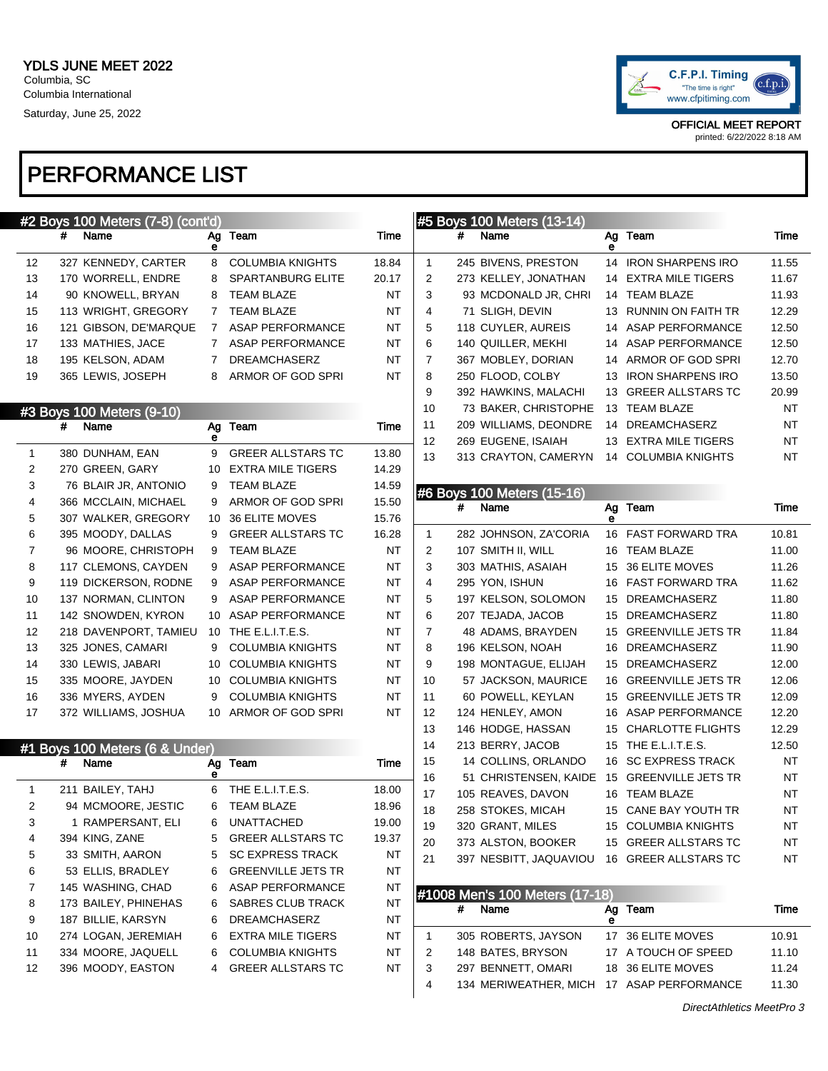YDLS JUNE MEET 2022
Columbia, SC
Columbia International
Saturday, June 25, 2022

C.F.P.I. Timing "The time is right" www.cfpitiming.com

OFFICIAL MEET REPORT
printed: 6/22/2022 8:18 AM

# PERFORMANCE LIST

## #2 Boys 100 Meters (7-8) (cont'd)

| | # | Name | Age | Team | Time |
|---|---|---|---|---|---|
| 12 | 327 | KENNEDY, CARTER | 8 | COLUMBIA KNIGHTS | 18.84 |
| 13 | 170 | WORRELL, ENDRE | 8 | SPARTANBURG ELITE | 20.17 |
| 14 | 90 | KNOWELL, BRYAN | 8 | TEAM BLAZE | NT |
| 15 | 113 | WRIGHT, GREGORY | 7 | TEAM BLAZE | NT |
| 16 | 121 | GIBSON, DE'MARQUE | 7 | ASAP PERFORMANCE | NT |
| 17 | 133 | MATHIES, JACE | 7 | ASAP PERFORMANCE | NT |
| 18 | 195 | KELSON, ADAM | 7 | DREAMCHASERZ | NT |
| 19 | 365 | LEWIS, JOSEPH | 8 | ARMOR OF GOD SPRI | NT |

## #3 Boys 100 Meters (9-10)

| | # | Name | Age | Team | Time |
|---|---|---|---|---|---|
| 1 | 380 | DUNHAM, EAN | 9 | GREER ALLSTARS TC | 13.80 |
| 2 | 270 | GREEN, GARY | 10 | EXTRA MILE TIGERS | 14.29 |
| 3 | 76 | BLAIR JR, ANTONIO | 9 | TEAM BLAZE | 14.59 |
| 4 | 366 | MCCLAIN, MICHAEL | 9 | ARMOR OF GOD SPRI | 15.50 |
| 5 | 307 | WALKER, GREGORY | 10 | 36 ELITE MOVES | 15.76 |
| 6 | 395 | MOODY, DALLAS | 9 | GREER ALLSTARS TC | 16.28 |
| 7 | 96 | MOORE, CHRISTOPH | 9 | TEAM BLAZE | NT |
| 8 | 117 | CLEMONS, CAYDEN | 9 | ASAP PERFORMANCE | NT |
| 9 | 119 | DICKERSON, RODNE | 9 | ASAP PERFORMANCE | NT |
| 10 | 137 | NORMAN, CLINTON | 9 | ASAP PERFORMANCE | NT |
| 11 | 142 | SNOWDEN, KYRON | 10 | ASAP PERFORMANCE | NT |
| 12 | 218 | DAVENPORT, TAMIEU | 10 | THE E.L.I.T.E.S. | NT |
| 13 | 325 | JONES, CAMARI | 9 | COLUMBIA KNIGHTS | NT |
| 14 | 330 | LEWIS, JABARI | 10 | COLUMBIA KNIGHTS | NT |
| 15 | 335 | MOORE, JAYDEN | 10 | COLUMBIA KNIGHTS | NT |
| 16 | 336 | MYERS, AYDEN | 9 | COLUMBIA KNIGHTS | NT |
| 17 | 372 | WILLIAMS, JOSHUA | 10 | ARMOR OF GOD SPRI | NT |

## #1 Boys 100 Meters (6 & Under)

| | # | Name | Age | Team | Time |
|---|---|---|---|---|---|
| 1 | 211 | BAILEY, TAHJ | 6 | THE E.L.I.T.E.S. | 18.00 |
| 2 | 94 | MCMOORE, JESTIC | 6 | TEAM BLAZE | 18.96 |
| 3 | 1 | RAMPERSANT, ELI | 6 | UNATTACHED | 19.00 |
| 4 | 394 | KING, ZANE | 5 | GREER ALLSTARS TC | 19.37 |
| 5 | 33 | SMITH, AARON | 5 | SC EXPRESS TRACK | NT |
| 6 | 53 | ELLIS, BRADLEY | 6 | GREENVILLE JETS TR | NT |
| 7 | 145 | WASHING, CHAD | 6 | ASAP PERFORMANCE | NT |
| 8 | 173 | BAILEY, PHINEHAS | 6 | SABRES CLUB TRACK | NT |
| 9 | 187 | BILLIE, KARSYN | 6 | DREAMCHASERZ | NT |
| 10 | 274 | LOGAN, JEREMIAH | 6 | EXTRA MILE TIGERS | NT |
| 11 | 334 | MOORE, JAQUELL | 6 | COLUMBIA KNIGHTS | NT |
| 12 | 396 | MOODY, EASTON | 4 | GREER ALLSTARS TC | NT |

## #5 Boys 100 Meters (13-14)

| | # | Name | Age | Team | Time |
|---|---|---|---|---|---|
| 1 | 245 | BIVENS, PRESTON | 14 | IRON SHARPENS IRO | 11.55 |
| 2 | 273 | KELLEY, JONATHAN | 14 | EXTRA MILE TIGERS | 11.67 |
| 3 | 93 | MCDONALD JR, CHRI | 14 | TEAM BLAZE | 11.93 |
| 4 | 71 | SLIGH, DEVIN | 13 | RUNNIN ON FAITH TR | 12.29 |
| 5 | 118 | CUYLER, AUREIS | 14 | ASAP PERFORMANCE | 12.50 |
| 6 | 140 | QUILLER, MEKHI | 14 | ASAP PERFORMANCE | 12.50 |
| 7 | 367 | MOBLEY, DORIAN | 14 | ARMOR OF GOD SPRI | 12.70 |
| 8 | 250 | FLOOD, COLBY | 13 | IRON SHARPENS IRO | 13.50 |
| 9 | 392 | HAWKINS, MALACHI | 13 | GREER ALLSTARS TC | 20.99 |
| 10 | 73 | BAKER, CHRISTOPHE | 13 | TEAM BLAZE | NT |
| 11 | 209 | WILLIAMS, DEONDRE | 14 | DREAMCHASERZ | NT |
| 12 | 269 | EUGENE, ISAIAH | 13 | EXTRA MILE TIGERS | NT |
| 13 | 313 | CRAYTON, CAMERYN | 14 | COLUMBIA KNIGHTS | NT |

## #6 Boys 100 Meters (15-16)

| | # | Name | Age | Team | Time |
|---|---|---|---|---|---|
| 1 | 282 | JOHNSON, ZA'CORIA | 16 | FAST FORWARD TRA | 10.81 |
| 2 | 107 | SMITH II, WILL | 16 | TEAM BLAZE | 11.00 |
| 3 | 303 | MATHIS, ASAIAH | 15 | 36 ELITE MOVES | 11.26 |
| 4 | 295 | YON, ISHUN | 16 | FAST FORWARD TRA | 11.62 |
| 5 | 197 | KELSON, SOLOMON | 15 | DREAMCHASERZ | 11.80 |
| 6 | 207 | TEJADA, JACOB | 15 | DREAMCHASERZ | 11.80 |
| 7 | 48 | ADAMS, BRAYDEN | 15 | GREENVILLE JETS TR | 11.84 |
| 8 | 196 | KELSON, NOAH | 16 | DREAMCHASERZ | 11.90 |
| 9 | 198 | MONTAGUE, ELIJAH | 15 | DREAMCHASERZ | 12.00 |
| 10 | 57 | JACKSON, MAURICE | 16 | GREENVILLE JETS TR | 12.06 |
| 11 | 60 | POWELL, KEYLAN | 15 | GREENVILLE JETS TR | 12.09 |
| 12 | 124 | HENLEY, AMON | 16 | ASAP PERFORMANCE | 12.20 |
| 13 | 146 | HODGE, HASSAN | 15 | CHARLOTTE FLIGHTS | 12.29 |
| 14 | 213 | BERRY, JACOB | 15 | THE E.L.I.T.E.S. | 12.50 |
| 15 | 14 | COLLINS, ORLANDO | 16 | SC EXPRESS TRACK | NT |
| 16 | 51 | CHRISTENSEN, KAIDE | 15 | GREENVILLE JETS TR | NT |
| 17 | 105 | REAVES, DAVON | 16 | TEAM BLAZE | NT |
| 18 | 258 | STOKES, MICAH | 15 | CANE BAY YOUTH TR | NT |
| 19 | 320 | GRANT, MILES | 15 | COLUMBIA KNIGHTS | NT |
| 20 | 373 | ALSTON, BOOKER | 15 | GREER ALLSTARS TC | NT |
| 21 | 397 | NESBITT, JAQUAVIOU | 16 | GREER ALLSTARS TC | NT |

## #1008 Men's 100 Meters (17-18)

| | # | Name | Age | Team | Time |
|---|---|---|---|---|---|
| 1 | 305 | ROBERTS, JAYSON | 17 | 36 ELITE MOVES | 10.91 |
| 2 | 148 | BATES, BRYSON | 17 | A TOUCH OF SPEED | 11.10 |
| 3 | 297 | BENNETT, OMARI | 18 | 36 ELITE MOVES | 11.24 |
| 4 | 134 | MERIWEATHER, MICH | 17 | ASAP PERFORMANCE | 11.30 |

*DirectAthletics MeetPro 3*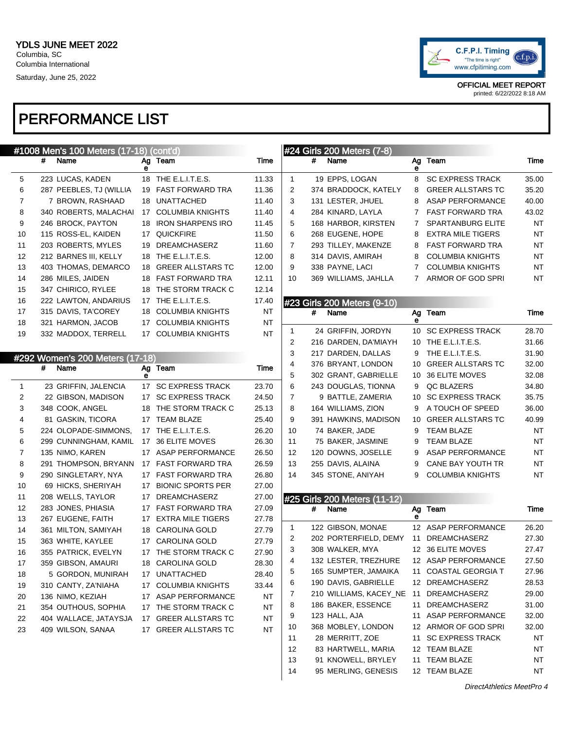YDLS JUNE MEET 2022
Columbia, SC
Columbia International
Saturday, June 25, 2022

C.F.P.I. Timing
"The time is right"
www.cfpitiming.com

OFFICIAL MEET REPORT
printed: 6/22/2022 8:18 AM

# PERFORMANCE LIST

## #1008 Men's 100 Meters (17-18) (cont'd)

| | # | Name | Age | Team | Time |
|---|---|---|---|---|---|
| 5 | 223 | LUCAS, KADEN | 18 | THE E.L.I.T.E.S. | 11.33 |
| 6 | 287 | PEEBLES, TJ (WILLIA | 19 | FAST FORWARD TRA | 11.36 |
| 7 | 7 | BROWN, RASHAAD | 18 | UNATTACHED | 11.40 |
| 8 | 340 | ROBERTS, MALACHAI | 17 | COLUMBIA KNIGHTS | 11.40 |
| 9 | 246 | BROCK, PAYTON | 18 | IRON SHARPENS IRO | 11.45 |
| 10 | 115 | ROSS-EL, KAIDEN | 17 | QUICKFIRE | 11.50 |
| 11 | 203 | ROBERTS, MYLES | 19 | DREAMCHASERZ | 11.60 |
| 12 | 212 | BARNES III, KELLY | 18 | THE E.L.I.T.E.S. | 12.00 |
| 13 | 403 | THOMAS, DEMARCO | 18 | GREER ALLSTARS TC | 12.00 |
| 14 | 286 | MILES, JAIDEN | 18 | FAST FORWARD TRA | 12.11 |
| 15 | 347 | CHIRICO, RYLEE | 18 | THE STORM TRACK C | 12.14 |
| 16 | 222 | LAWTON, ANDARIUS | 17 | THE E.L.I.T.E.S. | 17.40 |
| 17 | 315 | DAVIS, TA'COREY | 18 | COLUMBIA KNIGHTS | NT |
| 18 | 321 | HARMON, JACOB | 17 | COLUMBIA KNIGHTS | NT |
| 19 | 332 | MADDOX, TERRELL | 17 | COLUMBIA KNIGHTS | NT |

## #292 Women's 200 Meters (17-18)

| | # | Name | Age | Team | Time |
|---|---|---|---|---|---|
| 1 | 23 | GRIFFIN, JALENCIA | 17 | SC EXPRESS TRACK | 23.70 |
| 2 | 22 | GIBSON, MADISON | 17 | SC EXPRESS TRACK | 24.50 |
| 3 | 348 | COOK, ANGEL | 18 | THE STORM TRACK C | 25.13 |
| 4 | 81 | GASKIN, TICORA | 17 | TEAM BLAZE | 25.40 |
| 5 | 224 | OLOPADE-SIMMONS, | 17 | THE E.L.I.T.E.S. | 26.20 |
| 6 | 299 | CUNNINGHAM, KAMIL | 17 | 36 ELITE MOVES | 26.30 |
| 7 | 135 | NIMO, KAREN | 17 | ASAP PERFORMANCE | 26.50 |
| 8 | 291 | THOMPSON, BRYANN | 17 | FAST FORWARD TRA | 26.59 |
| 9 | 290 | SINGLETARY, NYA | 17 | FAST FORWARD TRA | 26.80 |
| 10 | 69 | HICKS, SHERIYAH | 17 | BIONIC SPORTS PER | 27.00 |
| 11 | 208 | WELLS, TAYLOR | 17 | DREAMCHASERZ | 27.00 |
| 12 | 283 | JONES, PHIASIA | 17 | FAST FORWARD TRA | 27.09 |
| 13 | 267 | EUGENE, FAITH | 17 | EXTRA MILE TIGERS | 27.78 |
| 14 | 361 | MILTON, SAMIYAH | 18 | CAROLINA GOLD | 27.79 |
| 15 | 363 | WHITE, KAYLEE | 17 | CAROLINA GOLD | 27.79 |
| 16 | 355 | PATRICK, EVELYN | 17 | THE STORM TRACK C | 27.90 |
| 17 | 359 | GIBSON, AMAURI | 18 | CAROLINA GOLD | 28.30 |
| 18 | 5 | GORDON, MUNIRAH | 17 | UNATTACHED | 28.40 |
| 19 | 310 | CANTY, ZA'NIAHA | 17 | COLUMBIA KNIGHTS | 33.44 |
| 20 | 136 | NIMO, KEZIAH | 17 | ASAP PERFORMANCE | NT |
| 21 | 354 | OUTHOUS, SOPHIA | 17 | THE STORM TRACK C | NT |
| 22 | 404 | WALLACE, JATAYSJA | 17 | GREER ALLSTARS TC | NT |
| 23 | 409 | WILSON, SANAA | 17 | GREER ALLSTARS TC | NT |

## #24 Girls 200 Meters (7-8)

| | # | Name | Age | Team | Time |
|---|---|---|---|---|---|
| 1 | 19 | EPPS, LOGAN | 8 | SC EXPRESS TRACK | 35.00 |
| 2 | 374 | BRADDOCK, KATELY | 8 | GREER ALLSTARS TC | 35.20 |
| 3 | 131 | LESTER, JHUEL | 8 | ASAP PERFORMANCE | 40.00 |
| 4 | 284 | KINARD, LAYLA | 7 | FAST FORWARD TRA | 43.02 |
| 5 | 168 | HARBOR, KIRSTEN | 7 | SPARTANBURG ELITE | NT |
| 6 | 268 | EUGENE, HOPE | 8 | EXTRA MILE TIGERS | NT |
| 7 | 293 | TILLEY, MAKENZE | 8 | FAST FORWARD TRA | NT |
| 8 | 314 | DAVIS, AMIRAH | 8 | COLUMBIA KNIGHTS | NT |
| 9 | 338 | PAYNE, LACI | 7 | COLUMBIA KNIGHTS | NT |
| 10 | 369 | WILLIAMS, JAHLLA | 7 | ARMOR OF GOD SPRI | NT |

## #23 Girls 200 Meters (9-10)

| | # | Name | Age | Team | Time |
|---|---|---|---|---|---|
| 1 | 24 | GRIFFIN, JORDYN | 10 | SC EXPRESS TRACK | 28.70 |
| 2 | 216 | DARDEN, DA'MIAYH | 10 | THE E.L.I.T.E.S. | 31.66 |
| 3 | 217 | DARDEN, DALLAS | 9 | THE E.L.I.T.E.S. | 31.90 |
| 4 | 376 | BRYANT, LONDON | 10 | GREER ALLSTARS TC | 32.00 |
| 5 | 302 | GRANT, GABRIELLE | 10 | 36 ELITE MOVES | 32.08 |
| 6 | 243 | DOUGLAS, TIONNA | 9 | QC BLAZERS | 34.80 |
| 7 | 9 | BATTLE, ZAMERIA | 10 | SC EXPRESS TRACK | 35.75 |
| 8 | 164 | WILLIAMS, ZION | 9 | A TOUCH OF SPEED | 36.00 |
| 9 | 391 | HAWKINS, MADISON | 10 | GREER ALLSTARS TC | 40.99 |
| 10 | 74 | BAKER, JADE | 9 | TEAM BLAZE | NT |
| 11 | 75 | BAKER, JASMINE | 9 | TEAM BLAZE | NT |
| 12 | 120 | DOWNS, JOSELLE | 9 | ASAP PERFORMANCE | NT |
| 13 | 255 | DAVIS, ALAINA | 9 | CANE BAY YOUTH TR | NT |
| 14 | 345 | STONE, ANIYAH | 9 | COLUMBIA KNIGHTS | NT |

## #25 Girls 200 Meters (11-12)

| | # | Name | Age | Team | Time |
|---|---|---|---|---|---|
| 1 | 122 | GIBSON, MONAE | 12 | ASAP PERFORMANCE | 26.20 |
| 2 | 202 | PORTERFIELD, DEMY | 11 | DREAMCHASERZ | 27.30 |
| 3 | 308 | WALKER, MYA | 12 | 36 ELITE MOVES | 27.47 |
| 4 | 132 | LESTER, TREZHURE | 12 | ASAP PERFORMANCE | 27.50 |
| 5 | 165 | SUMPTER, JAMAIKA | 11 | COASTAL GEORGIA T | 27.96 |
| 6 | 190 | DAVIS, GABRIELLE | 12 | DREAMCHASERZ | 28.53 |
| 7 | 210 | WILLIAMS, KACEY_NE | 11 | DREAMCHASERZ | 29.00 |
| 8 | 186 | BAKER, ESSENCE | 11 | DREAMCHASERZ | 31.00 |
| 9 | 123 | HALL, AJA | 11 | ASAP PERFORMANCE | 32.00 |
| 10 | 368 | MOBLEY, LONDON | 12 | ARMOR OF GOD SPRI | 32.00 |
| 11 | 28 | MERRITT, ZOE | 11 | SC EXPRESS TRACK | NT |
| 12 | 83 | HARTWELL, MARIA | 12 | TEAM BLAZE | NT |
| 13 | 91 | KNOWELL, BRYLEY | 11 | TEAM BLAZE | NT |
| 14 | 95 | MERLING, GENESIS | 12 | TEAM BLAZE | NT |

*DirectAthletics MeetPro 4*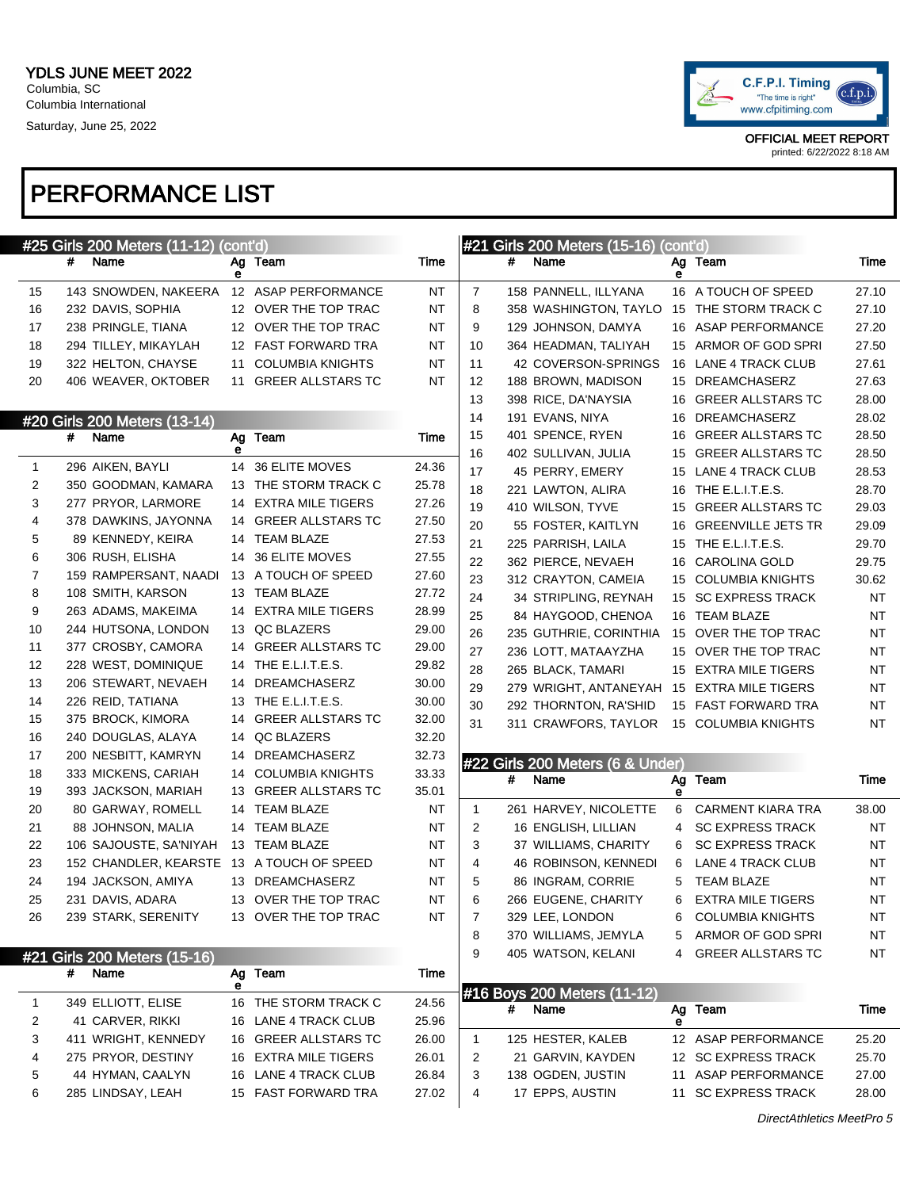YDLS JUNE MEET 2022
Columbia, SC
Columbia International
Saturday, June 25, 2022

OFFICIAL MEET REPORT
printed: 6/22/2022 8:18 AM

# PERFORMANCE LIST

## #25 Girls 200 Meters (11-12) (cont'd)

| | # | Name | Age | Team | Time |
|---|---|---|---|---|---|
| 15 | 143 | SNOWDEN, NAKEERA | 12 | ASAP PERFORMANCE | NT |
| 16 | 232 | DAVIS, SOPHIA | 12 | OVER THE TOP TRAC | NT |
| 17 | 238 | PRINGLE, TIANA | 12 | OVER THE TOP TRAC | NT |
| 18 | 294 | TILLEY, MIKAYLAH | 12 | FAST FORWARD TRA | NT |
| 19 | 322 | HELTON, CHAYSE | 11 | COLUMBIA KNIGHTS | NT |
| 20 | 406 | WEAVER, OKTOBER | 11 | GREER ALLSTARS TC | NT |

## #20 Girls 200 Meters (13-14)

| | # | Name | Age | Team | Time |
|---|---|---|---|---|---|
| 1 | 296 | AIKEN, BAYLI | 14 | 36 ELITE MOVES | 24.36 |
| 2 | 350 | GOODMAN, KAMARA | 13 | THE STORM TRACK C | 25.78 |
| 3 | 277 | PRYOR, LARMORE | 14 | EXTRA MILE TIGERS | 27.26 |
| 4 | 378 | DAWKINS, JAYONNA | 14 | GREER ALLSTARS TC | 27.50 |
| 5 | 89 | KENNEDY, KEIRA | 14 | TEAM BLAZE | 27.53 |
| 6 | 306 | RUSH, ELISHA | 14 | 36 ELITE MOVES | 27.55 |
| 7 | 159 | RAMPERSANT, NAADI | 13 | A TOUCH OF SPEED | 27.60 |
| 8 | 108 | SMITH, KARSON | 13 | TEAM BLAZE | 27.72 |
| 9 | 263 | ADAMS, MAKEIMA | 14 | EXTRA MILE TIGERS | 28.99 |
| 10 | 244 | HUTSONA, LONDON | 13 | QC BLAZERS | 29.00 |
| 11 | 377 | CROSBY, CAMORA | 14 | GREER ALLSTARS TC | 29.00 |
| 12 | 228 | WEST, DOMINIQUE | 14 | THE E.L.I.T.E.S. | 29.82 |
| 13 | 206 | STEWART, NEVAEH | 14 | DREAMCHASERZ | 30.00 |
| 14 | 226 | REID, TATIANA | 13 | THE E.L.I.T.E.S. | 30.00 |
| 15 | 375 | BROCK, KIMORA | 14 | GREER ALLSTARS TC | 32.00 |
| 16 | 240 | DOUGLAS, ALAYA | 14 | QC BLAZERS | 32.20 |
| 17 | 200 | NESBITT, KAMRYN | 14 | DREAMCHASERZ | 32.73 |
| 18 | 333 | MICKENS, CARIAH | 14 | COLUMBIA KNIGHTS | 33.33 |
| 19 | 393 | JACKSON, MARIAH | 13 | GREER ALLSTARS TC | 35.01 |
| 20 | 80 | GARWAY, ROMELL | 14 | TEAM BLAZE | NT |
| 21 | 88 | JOHNSON, MALIA | 14 | TEAM BLAZE | NT |
| 22 | 106 | SAJOUSTE, SA'NIYAH | 13 | TEAM BLAZE | NT |
| 23 | 152 | CHANDLER, KEARSTE | 13 | A TOUCH OF SPEED | NT |
| 24 | 194 | JACKSON, AMIYA | 13 | DREAMCHASERZ | NT |
| 25 | 231 | DAVIS, ADARA | 13 | OVER THE TOP TRAC | NT |
| 26 | 239 | STARK, SERENITY | 13 | OVER THE TOP TRAC | NT |

## #21 Girls 200 Meters (15-16)

| | # | Name | Age | Team | Time |
|---|---|---|---|---|---|
| 1 | 349 | ELLIOTT, ELISE | 16 | THE STORM TRACK C | 24.56 |
| 2 | 41 | CARVER, RIKKI | 16 | LANE 4 TRACK CLUB | 25.96 |
| 3 | 411 | WRIGHT, KENNEDY | 16 | GREER ALLSTARS TC | 26.00 |
| 4 | 275 | PRYOR, DESTINY | 16 | EXTRA MILE TIGERS | 26.01 |
| 5 | 44 | HYMAN, CAALYN | 16 | LANE 4 TRACK CLUB | 26.84 |
| 6 | 285 | LINDSAY, LEAH | 15 | FAST FORWARD TRA | 27.02 |
| 7 | 158 | PANNELL, ILLYANA | 16 | A TOUCH OF SPEED | 27.10 |
| 8 | 358 | WASHINGTON, TAYLO | 15 | THE STORM TRACK C | 27.10 |
| 9 | 129 | JOHNSON, DAMYA | 16 | ASAP PERFORMANCE | 27.20 |
| 10 | 364 | HEADMAN, TALIYAH | 15 | ARMOR OF GOD SPRI | 27.50 |
| 11 | 42 | COVERSON-SPRINGS | 16 | LANE 4 TRACK CLUB | 27.61 |
| 12 | 188 | BROWN, MADISON | 15 | DREAMCHASERZ | 27.63 |
| 13 | 398 | RICE, DA'NAYSIA | 16 | GREER ALLSTARS TC | 28.00 |
| 14 | 191 | EVANS, NIYA | 16 | DREAMCHASERZ | 28.02 |
| 15 | 401 | SPENCE, RYEN | 16 | GREER ALLSTARS TC | 28.50 |
| 16 | 402 | SULLIVAN, JULIA | 15 | GREER ALLSTARS TC | 28.50 |
| 17 | 45 | PERRY, EMERY | 15 | LANE 4 TRACK CLUB | 28.53 |
| 18 | 221 | LAWTON, ALIRA | 16 | THE E.L.I.T.E.S. | 28.70 |
| 19 | 410 | WILSON, TYVE | 15 | GREER ALLSTARS TC | 29.03 |
| 20 | 55 | FOSTER, KAITLYN | 16 | GREENVILLE JETS TR | 29.09 |
| 21 | 225 | PARRISH, LAILA | 15 | THE E.L.I.T.E.S. | 29.70 |
| 22 | 362 | PIERCE, NEVAEH | 16 | CAROLINA GOLD | 29.75 |
| 23 | 312 | CRAYTON, CAMEIA | 15 | COLUMBIA KNIGHTS | 30.62 |
| 24 | 34 | STRIPLING, REYNAH | 15 | SC EXPRESS TRACK | NT |
| 25 | 84 | HAYGOOD, CHENOA | 16 | TEAM BLAZE | NT |
| 26 | 235 | GUTHRIE, CORINTHIA | 15 | OVER THE TOP TRAC | NT |
| 27 | 236 | LOTT, MATAAYZHA | 15 | OVER THE TOP TRAC | NT |
| 28 | 265 | BLACK, TAMARI | 15 | EXTRA MILE TIGERS | NT |
| 29 | 279 | WRIGHT, ANTANEYAH | 15 | EXTRA MILE TIGERS | NT |
| 30 | 292 | THORNTON, RA'SHID | 15 | FAST FORWARD TRA | NT |
| 31 | 311 | CRAWFORS, TAYLOR | 15 | COLUMBIA KNIGHTS | NT |

## #22 Girls 200 Meters (6 & Under)

| | # | Name | Age | Team | Time |
|---|---|---|---|---|---|
| 1 | 261 | HARVEY, NICOLETTE | 6 | CARMENT KIARA TRA | 38.00 |
| 2 | 16 | ENGLISH, LILLIAN | 4 | SC EXPRESS TRACK | NT |
| 3 | 37 | WILLIAMS, CHARITY | 6 | SC EXPRESS TRACK | NT |
| 4 | 46 | ROBINSON, KENNEDI | 6 | LANE 4 TRACK CLUB | NT |
| 5 | 86 | INGRAM, CORRIE | 5 | TEAM BLAZE | NT |
| 6 | 266 | EUGENE, CHARITY | 6 | EXTRA MILE TIGERS | NT |
| 7 | 329 | LEE, LONDON | 6 | COLUMBIA KNIGHTS | NT |
| 8 | 370 | WILLIAMS, JEMYLA | 5 | ARMOR OF GOD SPRI | NT |
| 9 | 405 | WATSON, KELANI | 4 | GREER ALLSTARS TC | NT |

## #16 Boys 200 Meters (11-12)

| | # | Name | Age | Team | Time |
|---|---|---|---|---|---|
| 1 | 125 | HESTER, KALEB | 12 | ASAP PERFORMANCE | 25.20 |
| 2 | 21 | GARVIN, KAYDEN | 12 | SC EXPRESS TRACK | 25.70 |
| 3 | 138 | OGDEN, JUSTIN | 11 | ASAP PERFORMANCE | 27.00 |
| 4 | 17 | EPPS, AUSTIN | 11 | SC EXPRESS TRACK | 28.00 |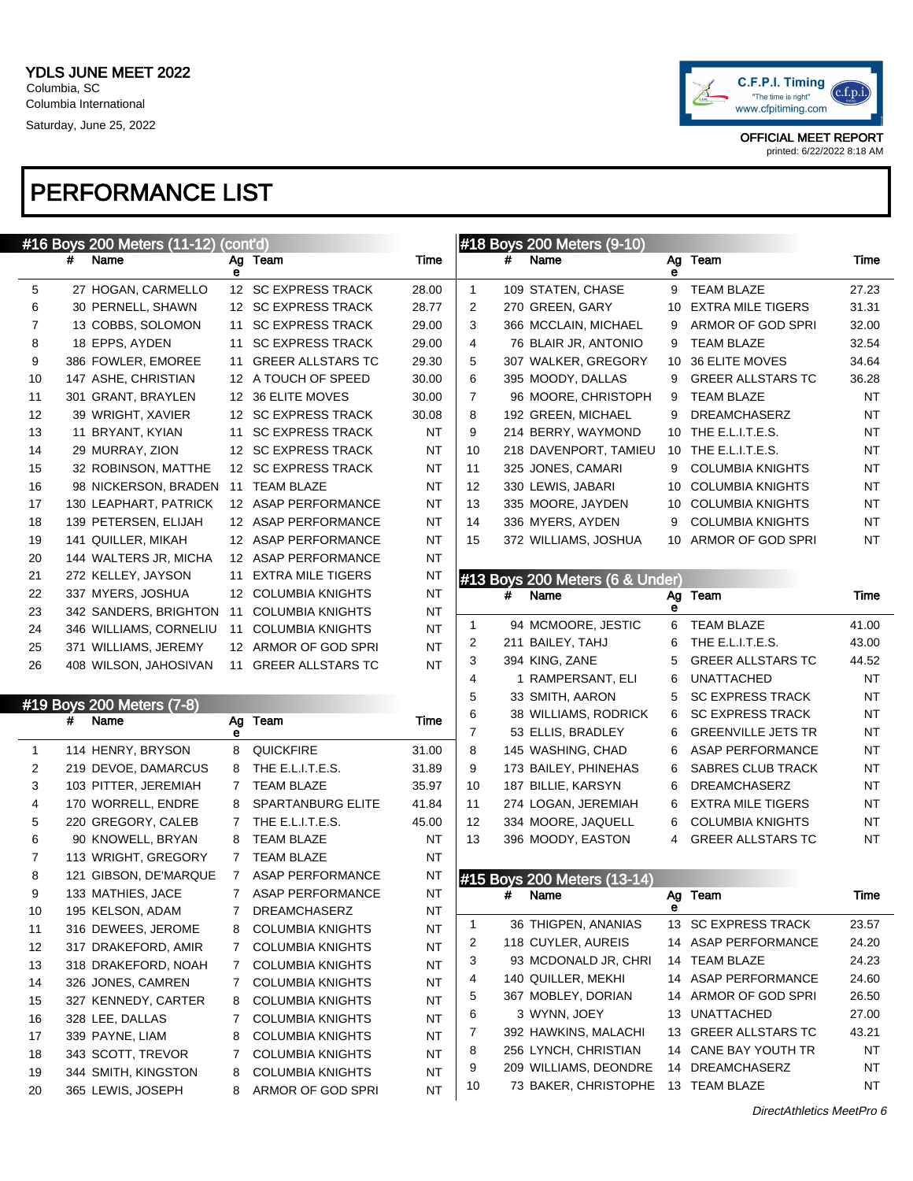YDLS JUNE MEET 2022
Columbia, SC
Columbia International
Saturday, June 25, 2022

C.F.P.I. Timing "The time is right" www.cfpitiming.com

OFFICIAL MEET REPORT
printed: 6/22/2022 8:18 AM

# PERFORMANCE LIST

## #16 Boys 200 Meters (11-12) (cont'd)

| | # | Name | Age | Team | Time |
|---|---|---|---|---|---|
| 5 | 27 | HOGAN, CARMELLO | 12 | SC EXPRESS TRACK | 28.00 |
| 6 | 30 | PERNELL, SHAWN | 12 | SC EXPRESS TRACK | 28.77 |
| 7 | 13 | COBBS, SOLOMON | 11 | SC EXPRESS TRACK | 29.00 |
| 8 | 18 | EPPS, AYDEN | 11 | SC EXPRESS TRACK | 29.00 |
| 9 | 386 | FOWLER, EMOREE | 11 | GREER ALLSTARS TC | 29.30 |
| 10 | 147 | ASHE, CHRISTIAN | 12 | A TOUCH OF SPEED | 30.00 |
| 11 | 301 | GRANT, BRAYLEN | 12 | 36 ELITE MOVES | 30.00 |
| 12 | 39 | WRIGHT, XAVIER | 12 | SC EXPRESS TRACK | 30.08 |
| 13 | 11 | BRYANT, KYIAN | 11 | SC EXPRESS TRACK | NT |
| 14 | 29 | MURRAY, ZION | 12 | SC EXPRESS TRACK | NT |
| 15 | 32 | ROBINSON, MATTHE | 12 | SC EXPRESS TRACK | NT |
| 16 | 98 | NICKERSON, BRADEN | 11 | TEAM BLAZE | NT |
| 17 | 130 | LEAPHART, PATRICK | 12 | ASAP PERFORMANCE | NT |
| 18 | 139 | PETERSEN, ELIJAH | 12 | ASAP PERFORMANCE | NT |
| 19 | 141 | QUILLER, MIKAH | 12 | ASAP PERFORMANCE | NT |
| 20 | 144 | WALTERS JR, MICHA | 12 | ASAP PERFORMANCE | NT |
| 21 | 272 | KELLEY, JAYSON | 11 | EXTRA MILE TIGERS | NT |
| 22 | 337 | MYERS, JOSHUA | 12 | COLUMBIA KNIGHTS | NT |
| 23 | 342 | SANDERS, BRIGHTON | 11 | COLUMBIA KNIGHTS | NT |
| 24 | 346 | WILLIAMS, CORNELIU | 11 | COLUMBIA KNIGHTS | NT |
| 25 | 371 | WILLIAMS, JEREMY | 12 | ARMOR OF GOD SPRI | NT |
| 26 | 408 | WILSON, JAHOSIVAN | 11 | GREER ALLSTARS TC | NT |

## #19 Boys 200 Meters (7-8)

| | # | Name | Age | Team | Time |
|---|---|---|---|---|---|
| 1 | 114 | HENRY, BRYSON | 8 | QUICKFIRE | 31.00 |
| 2 | 219 | DEVOE, DAMARCUS | 8 | THE E.L.I.T.E.S. | 31.89 |
| 3 | 103 | PITTER, JEREMIAH | 7 | TEAM BLAZE | 35.97 |
| 4 | 170 | WORRELL, ENDRE | 8 | SPARTANBURG ELITE | 41.84 |
| 5 | 220 | GREGORY, CALEB | 7 | THE E.L.I.T.E.S. | 45.00 |
| 6 | 90 | KNOWELL, BRYAN | 8 | TEAM BLAZE | NT |
| 7 | 113 | WRIGHT, GREGORY | 7 | TEAM BLAZE | NT |
| 8 | 121 | GIBSON, DE'MARQUE | 7 | ASAP PERFORMANCE | NT |
| 9 | 133 | MATHIES, JACE | 7 | ASAP PERFORMANCE | NT |
| 10 | 195 | KELSON, ADAM | 7 | DREAMCHASERZ | NT |
| 11 | 316 | DEWEES, JEROME | 8 | COLUMBIA KNIGHTS | NT |
| 12 | 317 | DRAKEFORD, AMIR | 7 | COLUMBIA KNIGHTS | NT |
| 13 | 318 | DRAKEFORD, NOAH | 7 | COLUMBIA KNIGHTS | NT |
| 14 | 326 | JONES, CAMREN | 7 | COLUMBIA KNIGHTS | NT |
| 15 | 327 | KENNEDY, CARTER | 8 | COLUMBIA KNIGHTS | NT |
| 16 | 328 | LEE, DALLAS | 7 | COLUMBIA KNIGHTS | NT |
| 17 | 339 | PAYNE, LIAM | 8 | COLUMBIA KNIGHTS | NT |
| 18 | 343 | SCOTT, TREVOR | 7 | COLUMBIA KNIGHTS | NT |
| 19 | 344 | SMITH, KINGSTON | 8 | COLUMBIA KNIGHTS | NT |
| 20 | 365 | LEWIS, JOSEPH | 8 | ARMOR OF GOD SPRI | NT |

## #18 Boys 200 Meters (9-10)

| | # | Name | Age | Team | Time |
|---|---|---|---|---|---|
| 1 | 109 | STATEN, CHASE | 9 | TEAM BLAZE | 27.23 |
| 2 | 270 | GREEN, GARY | 10 | EXTRA MILE TIGERS | 31.31 |
| 3 | 366 | MCCLAIN, MICHAEL | 9 | ARMOR OF GOD SPRI | 32.00 |
| 4 | 76 | BLAIR JR, ANTONIO | 9 | TEAM BLAZE | 32.54 |
| 5 | 307 | WALKER, GREGORY | 10 | 36 ELITE MOVES | 34.64 |
| 6 | 395 | MOODY, DALLAS | 9 | GREER ALLSTARS TC | 36.28 |
| 7 | 96 | MOORE, CHRISTOPH | 9 | TEAM BLAZE | NT |
| 8 | 192 | GREEN, MICHAEL | 9 | DREAMCHASERZ | NT |
| 9 | 214 | BERRY, WAYMOND | 10 | THE E.L.I.T.E.S. | NT |
| 10 | 218 | DAVENPORT, TAMIEU | 10 | THE E.L.I.T.E.S. | NT |
| 11 | 325 | JONES, CAMARI | 9 | COLUMBIA KNIGHTS | NT |
| 12 | 330 | LEWIS, JABARI | 10 | COLUMBIA KNIGHTS | NT |
| 13 | 335 | MOORE, JAYDEN | 10 | COLUMBIA KNIGHTS | NT |
| 14 | 336 | MYERS, AYDEN | 9 | COLUMBIA KNIGHTS | NT |
| 15 | 372 | WILLIAMS, JOSHUA | 10 | ARMOR OF GOD SPRI | NT |

## #13 Boys 200 Meters (6 & Under)

| | # | Name | Age | Team | Time |
|---|---|---|---|---|---|
| 1 | 94 | MCMOORE, JESTIC | 6 | TEAM BLAZE | 41.00 |
| 2 | 211 | BAILEY, TAHJ | 6 | THE E.L.I.T.E.S. | 43.00 |
| 3 | 394 | KING, ZANE | 5 | GREER ALLSTARS TC | 44.52 |
| 4 | 1 | RAMPERSANT, ELI | 6 | UNATTACHED | NT |
| 5 | 33 | SMITH, AARON | 5 | SC EXPRESS TRACK | NT |
| 6 | 38 | WILLIAMS, RODRICK | 6 | SC EXPRESS TRACK | NT |
| 7 | 53 | ELLIS, BRADLEY | 6 | GREENVILLE JETS TR | NT |
| 8 | 145 | WASHING, CHAD | 6 | ASAP PERFORMANCE | NT |
| 9 | 173 | BAILEY, PHINEHAS | 6 | SABRES CLUB TRACK | NT |
| 10 | 187 | BILLIE, KARSYN | 6 | DREAMCHASERZ | NT |
| 11 | 274 | LOGAN, JEREMIAH | 6 | EXTRA MILE TIGERS | NT |
| 12 | 334 | MOORE, JAQUELL | 6 | COLUMBIA KNIGHTS | NT |
| 13 | 396 | MOODY, EASTON | 4 | GREER ALLSTARS TC | NT |

## #15 Boys 200 Meters (13-14)

| | # | Name | Age | Team | Time |
|---|---|---|---|---|---|
| 1 | 36 | THIGPEN, ANANIAS | 13 | SC EXPRESS TRACK | 23.57 |
| 2 | 118 | CUYLER, AUREIS | 14 | ASAP PERFORMANCE | 24.20 |
| 3 | 93 | MCDONALD JR, CHRI | 14 | TEAM BLAZE | 24.23 |
| 4 | 140 | QUILLER, MEKHI | 14 | ASAP PERFORMANCE | 24.60 |
| 5 | 367 | MOBLEY, DORIAN | 14 | ARMOR OF GOD SPRI | 26.50 |
| 6 | 3 | WYNN, JOEY | 13 | UNATTACHED | 27.00 |
| 7 | 392 | HAWKINS, MALACHI | 13 | GREER ALLSTARS TC | 43.21 |
| 8 | 256 | LYNCH, CHRISTIAN | 14 | CANE BAY YOUTH TR | NT |
| 9 | 209 | WILLIAMS, DEONDRE | 14 | DREAMCHASERZ | NT |
| 10 | 73 | BAKER, CHRISTOPHE | 13 | TEAM BLAZE | NT |

*DirectAthletics MeetPro 6*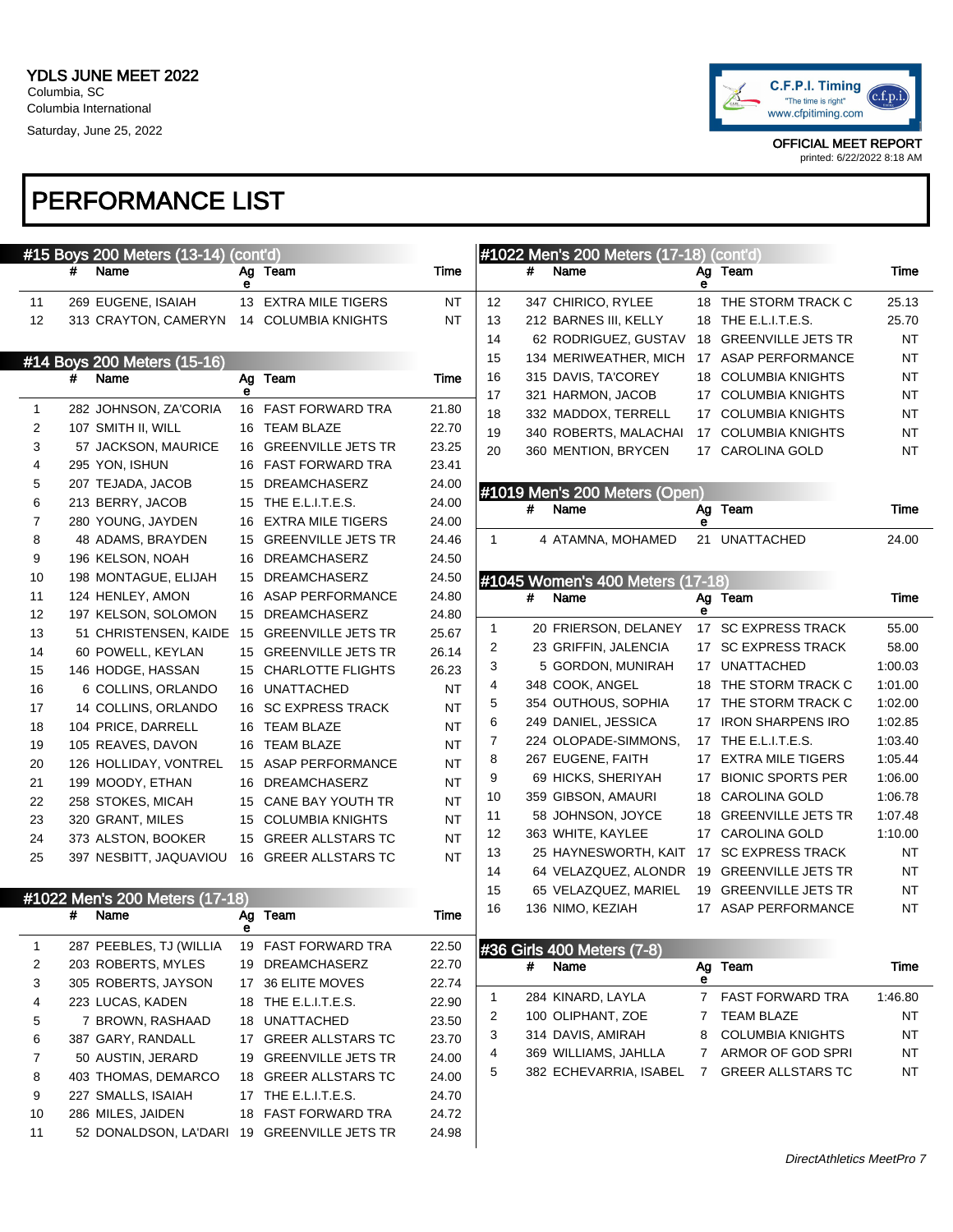YDLS JUNE MEET 2022
Columbia, SC
Columbia International
Saturday, June 25, 2022

OFFICIAL MEET REPORT
printed: 6/22/2022 8:18 AM

# PERFORMANCE LIST

## #15 Boys 200 Meters (13-14) (cont'd)

|  | # | Name | Age | Team | Time |
|---|---|---|---|---|---|
| 11 | 269 | EUGENE, ISAIAH | 13 | EXTRA MILE TIGERS | NT |
| 12 | 313 | CRAYTON, CAMERYN | 14 | COLUMBIA KNIGHTS | NT |

## #14 Boys 200 Meters (15-16)

|  | # | Name | Age | Team | Time |
|---|---|---|---|---|---|
| 1 | 282 | JOHNSON, ZA'CORIA | 16 | FAST FORWARD TRA | 21.80 |
| 2 | 107 | SMITH II, WILL | 16 | TEAM BLAZE | 22.70 |
| 3 | 57 | JACKSON, MAURICE | 16 | GREENVILLE JETS TR | 23.25 |
| 4 | 295 | YON, ISHUN | 16 | FAST FORWARD TRA | 23.41 |
| 5 | 207 | TEJADA, JACOB | 15 | DREAMCHASERZ | 24.00 |
| 6 | 213 | BERRY, JACOB | 15 | THE E.L.I.T.E.S. | 24.00 |
| 7 | 280 | YOUNG, JAYDEN | 16 | EXTRA MILE TIGERS | 24.00 |
| 8 | 48 | ADAMS, BRAYDEN | 15 | GREENVILLE JETS TR | 24.46 |
| 9 | 196 | KELSON, NOAH | 16 | DREAMCHASERZ | 24.50 |
| 10 | 198 | MONTAGUE, ELIJAH | 15 | DREAMCHASERZ | 24.50 |
| 11 | 124 | HENLEY, AMON | 16 | ASAP PERFORMANCE | 24.80 |
| 12 | 197 | KELSON, SOLOMON | 15 | DREAMCHASERZ | 24.80 |
| 13 | 51 | CHRISTENSEN, KAIDE | 15 | GREENVILLE JETS TR | 25.67 |
| 14 | 60 | POWELL, KEYLAN | 15 | GREENVILLE JETS TR | 26.14 |
| 15 | 146 | HODGE, HASSAN | 15 | CHARLOTTE FLIGHTS | 26.23 |
| 16 | 6 | COLLINS, ORLANDO | 16 | UNATTACHED | NT |
| 17 | 14 | COLLINS, ORLANDO | 16 | SC EXPRESS TRACK | NT |
| 18 | 104 | PRICE, DARRELL | 16 | TEAM BLAZE | NT |
| 19 | 105 | REAVES, DAVON | 16 | TEAM BLAZE | NT |
| 20 | 126 | HOLLIDAY, VONTREL | 15 | ASAP PERFORMANCE | NT |
| 21 | 199 | MOODY, ETHAN | 16 | DREAMCHASERZ | NT |
| 22 | 258 | STOKES, MICAH | 15 | CANE BAY YOUTH TR | NT |
| 23 | 320 | GRANT, MILES | 15 | COLUMBIA KNIGHTS | NT |
| 24 | 373 | ALSTON, BOOKER | 15 | GREER ALLSTARS TC | NT |
| 25 | 397 | NESBITT, JAQUAVIOU | 16 | GREER ALLSTARS TC | NT |

## #1022 Men's 200 Meters (17-18)

|  | # | Name | Age | Team | Time |
|---|---|---|---|---|---|
| 1 | 287 | PEEBLES, TJ (WILLIA | 19 | FAST FORWARD TRA | 22.50 |
| 2 | 203 | ROBERTS, MYLES | 19 | DREAMCHASERZ | 22.70 |
| 3 | 305 | ROBERTS, JAYSON | 17 | 36 ELITE MOVES | 22.74 |
| 4 | 223 | LUCAS, KADEN | 18 | THE E.L.I.T.E.S. | 22.90 |
| 5 | 7 | BROWN, RASHAAD | 18 | UNATTACHED | 23.50 |
| 6 | 387 | GARY, RANDALL | 17 | GREER ALLSTARS TC | 23.70 |
| 7 | 50 | AUSTIN, JERARD | 19 | GREENVILLE JETS TR | 24.00 |
| 8 | 403 | THOMAS, DEMARCO | 18 | GREER ALLSTARS TC | 24.00 |
| 9 | 227 | SMALLS, ISAIAH | 17 | THE E.L.I.T.E.S. | 24.70 |
| 10 | 286 | MILES, JAIDEN | 18 | FAST FORWARD TRA | 24.72 |
| 11 | 52 | DONALDSON, LA'DARI | 19 | GREENVILLE JETS TR | 24.98 |
| 12 | 347 | CHIRICO, RYLEE | 18 | THE STORM TRACK C | 25.13 |
| 13 | 212 | BARNES III, KELLY | 18 | THE E.L.I.T.E.S. | 25.70 |
| 14 | 62 | RODRIGUEZ, GUSTAV | 18 | GREENVILLE JETS TR | NT |
| 15 | 134 | MERIWEATHER, MICH | 17 | ASAP PERFORMANCE | NT |
| 16 | 315 | DAVIS, TA'COREY | 18 | COLUMBIA KNIGHTS | NT |
| 17 | 321 | HARMON, JACOB | 17 | COLUMBIA KNIGHTS | NT |
| 18 | 332 | MADDOX, TERRELL | 17 | COLUMBIA KNIGHTS | NT |
| 19 | 340 | ROBERTS, MALACHAI | 17 | COLUMBIA KNIGHTS | NT |
| 20 | 360 | MENTION, BRYCEN | 17 | CAROLINA GOLD | NT |

## #1019 Men's 200 Meters (Open)

|  | # | Name | Age | Team | Time |
|---|---|---|---|---|---|
| 1 | 4 | ATAMNA, MOHAMED | 21 | UNATTACHED | 24.00 |

## #1045 Women's 400 Meters (17-18)

|  | # | Name | Age | Team | Time |
|---|---|---|---|---|---|
| 1 | 20 | FRIERSON, DELANEY | 17 | SC EXPRESS TRACK | 55.00 |
| 2 | 23 | GRIFFIN, JALENCIA | 17 | SC EXPRESS TRACK | 58.00 |
| 3 | 5 | GORDON, MUNIRAH | 17 | UNATTACHED | 1:00.03 |
| 4 | 348 | COOK, ANGEL | 18 | THE STORM TRACK C | 1:01.00 |
| 5 | 354 | OUTHOUS, SOPHIA | 17 | THE STORM TRACK C | 1:02.00 |
| 6 | 249 | DANIEL, JESSICA | 17 | IRON SHARPENS IRO | 1:02.85 |
| 7 | 224 | OLOPADE-SIMMONS, | 17 | THE E.L.I.T.E.S. | 1:03.40 |
| 8 | 267 | EUGENE, FAITH | 17 | EXTRA MILE TIGERS | 1:05.44 |
| 9 | 69 | HICKS, SHERIYAH | 17 | BIONIC SPORTS PER | 1:06.00 |
| 10 | 359 | GIBSON, AMAURI | 18 | CAROLINA GOLD | 1:06.78 |
| 11 | 58 | JOHNSON, JOYCE | 18 | GREENVILLE JETS TR | 1:07.48 |
| 12 | 363 | WHITE, KAYLEE | 17 | CAROLINA GOLD | 1:10.00 |
| 13 | 25 | HAYNESWORTH, KAIT | 17 | SC EXPRESS TRACK | NT |
| 14 | 64 | VELAZQUEZ, ALONDR | 19 | GREENVILLE JETS TR | NT |
| 15 | 65 | VELAZQUEZ, MARIEL | 19 | GREENVILLE JETS TR | NT |
| 16 | 136 | NIMO, KEZIAH | 17 | ASAP PERFORMANCE | NT |

## #36 Girls 400 Meters (7-8)

|  | # | Name | Age | Team | Time |
|---|---|---|---|---|---|
| 1 | 284 | KINARD, LAYLA | 7 | FAST FORWARD TRA | 1:46.80 |
| 2 | 100 | OLIPHANT, ZOE | 7 | TEAM BLAZE | NT |
| 3 | 314 | DAVIS, AMIRAH | 8 | COLUMBIA KNIGHTS | NT |
| 4 | 369 | WILLIAMS, JAHLLA | 7 | ARMOR OF GOD SPRI | NT |
| 5 | 382 | ECHEVARRIA, ISABEL | 7 | GREER ALLSTARS TC | NT |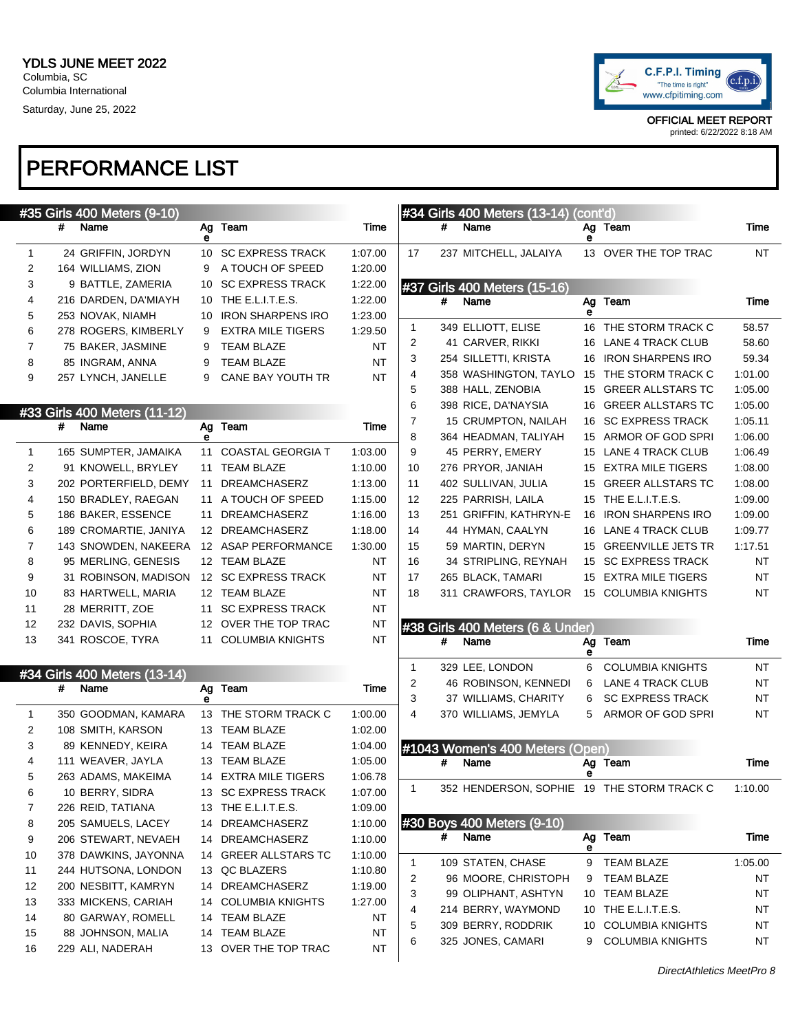YDLS JUNE MEET 2022
Columbia, SC
Columbia International
Saturday, June 25, 2022

OFFICIAL MEET REPORT
printed: 6/22/2022 8:18 AM

# PERFORMANCE LIST

## #35 Girls 400 Meters (9-10)

| | # | Name | Age | Team | Time |
|---|---|---|---|---|---|
| 1 | 24 | GRIFFIN, JORDYN | 10 | SC EXPRESS TRACK | 1:07.00 |
| 2 | 164 | WILLIAMS, ZION | 9 | A TOUCH OF SPEED | 1:20.00 |
| 3 | 9 | BATTLE, ZAMERIA | 10 | SC EXPRESS TRACK | 1:22.00 |
| 4 | 216 | DARDEN, DA'MIAYH | 10 | THE E.L.I.T.E.S. | 1:22.00 |
| 5 | 253 | NOVAK, NIAMH | 10 | IRON SHARPENS IRO | 1:23.00 |
| 6 | 278 | ROGERS, KIMBERLY | 9 | EXTRA MILE TIGERS | 1:29.50 |
| 7 | 75 | BAKER, JASMINE | 9 | TEAM BLAZE | NT |
| 8 | 85 | INGRAM, ANNA | 9 | TEAM BLAZE | NT |
| 9 | 257 | LYNCH, JANELLE | 9 | CANE BAY YOUTH TR | NT |

## #33 Girls 400 Meters (11-12)

| | # | Name | Age | Team | Time |
|---|---|---|---|---|---|
| 1 | 165 | SUMPTER, JAMAIKA | 11 | COASTAL GEORGIA T | 1:03.00 |
| 2 | 91 | KNOWELL, BRYLEY | 11 | TEAM BLAZE | 1:10.00 |
| 3 | 202 | PORTERFIELD, DEMY | 11 | DREAMCHASERZ | 1:13.00 |
| 4 | 150 | BRADLEY, RAEGAN | 11 | A TOUCH OF SPEED | 1:15.00 |
| 5 | 186 | BAKER, ESSENCE | 11 | DREAMCHASERZ | 1:16.00 |
| 6 | 189 | CROMARTIE, JANIYA | 12 | DREAMCHASERZ | 1:18.00 |
| 7 | 143 | SNOWDEN, NAKEERA | 12 | ASAP PERFORMANCE | 1:30.00 |
| 8 | 95 | MERLING, GENESIS | 12 | TEAM BLAZE | NT |
| 9 | 31 | ROBINSON, MADISON | 12 | SC EXPRESS TRACK | NT |
| 10 | 83 | HARTWELL, MARIA | 12 | TEAM BLAZE | NT |
| 11 | 28 | MERRITT, ZOE | 11 | SC EXPRESS TRACK | NT |
| 12 | 232 | DAVIS, SOPHIA | 12 | OVER THE TOP TRAC | NT |
| 13 | 341 | ROSCOE, TYRA | 11 | COLUMBIA KNIGHTS | NT |

## #34 Girls 400 Meters (13-14)

| | # | Name | Age | Team | Time |
|---|---|---|---|---|---|
| 1 | 350 | GOODMAN, KAMARA | 13 | THE STORM TRACK C | 1:00.00 |
| 2 | 108 | SMITH, KARSON | 13 | TEAM BLAZE | 1:02.00 |
| 3 | 89 | KENNEDY, KEIRA | 14 | TEAM BLAZE | 1:04.00 |
| 4 | 111 | WEAVER, JAYLA | 13 | TEAM BLAZE | 1:05.00 |
| 5 | 263 | ADAMS, MAKEIMA | 14 | EXTRA MILE TIGERS | 1:06.78 |
| 6 | 10 | BERRY, SIDRA | 13 | SC EXPRESS TRACK | 1:07.00 |
| 7 | 226 | REID, TATIANA | 13 | THE E.L.I.T.E.S. | 1:09.00 |
| 8 | 205 | SAMUELS, LACEY | 14 | DREAMCHASERZ | 1:10.00 |
| 9 | 206 | STEWART, NEVAEH | 14 | DREAMCHASERZ | 1:10.00 |
| 10 | 378 | DAWKINS, JAYONNA | 14 | GREER ALLSTARS TC | 1:10.00 |
| 11 | 244 | HUTSONA, LONDON | 13 | QC BLAZERS | 1:10.80 |
| 12 | 200 | NESBITT, KAMRYN | 14 | DREAMCHASERZ | 1:19.00 |
| 13 | 333 | MICKENS, CARIAH | 14 | COLUMBIA KNIGHTS | 1:27.00 |
| 14 | 80 | GARWAY, ROMELL | 14 | TEAM BLAZE | NT |
| 15 | 88 | JOHNSON, MALIA | 14 | TEAM BLAZE | NT |
| 16 | 229 | ALI, NADERAH | 13 | OVER THE TOP TRAC | NT |
| 17 | 237 | MITCHELL, JALAIYA | 13 | OVER THE TOP TRAC | NT |

## #37 Girls 400 Meters (15-16)

| | # | Name | Age | Team | Time |
|---|---|---|---|---|---|
| 1 | 349 | ELLIOTT, ELISE | 16 | THE STORM TRACK C | 58.57 |
| 2 | 41 | CARVER, RIKKI | 16 | LANE 4 TRACK CLUB | 58.60 |
| 3 | 254 | SILLETTI, KRISTA | 16 | IRON SHARPENS IRO | 59.34 |
| 4 | 358 | WASHINGTON, TAYLO | 15 | THE STORM TRACK C | 1:01.00 |
| 5 | 388 | HALL, ZENOBIA | 15 | GREER ALLSTARS TC | 1:05.00 |
| 6 | 398 | RICE, DA'NAYSIA | 16 | GREER ALLSTARS TC | 1:05.00 |
| 7 | 15 | CRUMPTON, NAILAH | 16 | SC EXPRESS TRACK | 1:05.11 |
| 8 | 364 | HEADMAN, TALIYAH | 15 | ARMOR OF GOD SPRI | 1:06.00 |
| 9 | 45 | PERRY, EMERY | 15 | LANE 4 TRACK CLUB | 1:06.49 |
| 10 | 276 | PRYOR, JANIAH | 15 | EXTRA MILE TIGERS | 1:08.00 |
| 11 | 402 | SULLIVAN, JULIA | 15 | GREER ALLSTARS TC | 1:08.00 |
| 12 | 225 | PARRISH, LAILA | 15 | THE E.L.I.T.E.S. | 1:09.00 |
| 13 | 251 | GRIFFIN, KATHRYN-E | 16 | IRON SHARPENS IRO | 1:09.00 |
| 14 | 44 | HYMAN, CAALYN | 16 | LANE 4 TRACK CLUB | 1:09.77 |
| 15 | 59 | MARTIN, DERYN | 15 | GREENVILLE JETS TR | 1:17.51 |
| 16 | 34 | STRIPLING, REYNAH | 15 | SC EXPRESS TRACK | NT |
| 17 | 265 | BLACK, TAMARI | 15 | EXTRA MILE TIGERS | NT |
| 18 | 311 | CRAWFORS, TAYLOR | 15 | COLUMBIA KNIGHTS | NT |

## #38 Girls 400 Meters (6 & Under)

| | # | Name | Age | Team | Time |
|---|---|---|---|---|---|
| 1 | 329 | LEE, LONDON | 6 | COLUMBIA KNIGHTS | NT |
| 2 | 46 | ROBINSON, KENNEDI | 6 | LANE 4 TRACK CLUB | NT |
| 3 | 37 | WILLIAMS, CHARITY | 6 | SC EXPRESS TRACK | NT |
| 4 | 370 | WILLIAMS, JEMYLA | 5 | ARMOR OF GOD SPRI | NT |

## #1043 Women's 400 Meters (Open)

| | # | Name | Age | Team | Time |
|---|---|---|---|---|---|
| 1 | 352 | HENDERSON, SOPHIE | 19 | THE STORM TRACK C | 1:10.00 |

## #30 Boys 400 Meters (9-10)

| | # | Name | Age | Team | Time |
|---|---|---|---|---|---|
| 1 | 109 | STATEN, CHASE | 9 | TEAM BLAZE | 1:05.00 |
| 2 | 96 | MOORE, CHRISTOPH | 9 | TEAM BLAZE | NT |
| 3 | 99 | OLIPHANT, ASHTYN | 10 | TEAM BLAZE | NT |
| 4 | 214 | BERRY, WAYMOND | 10 | THE E.L.I.T.E.S. | NT |
| 5 | 309 | BERRY, RODDRIK | 10 | COLUMBIA KNIGHTS | NT |
| 6 | 325 | JONES, CAMARI | 9 | COLUMBIA KNIGHTS | NT |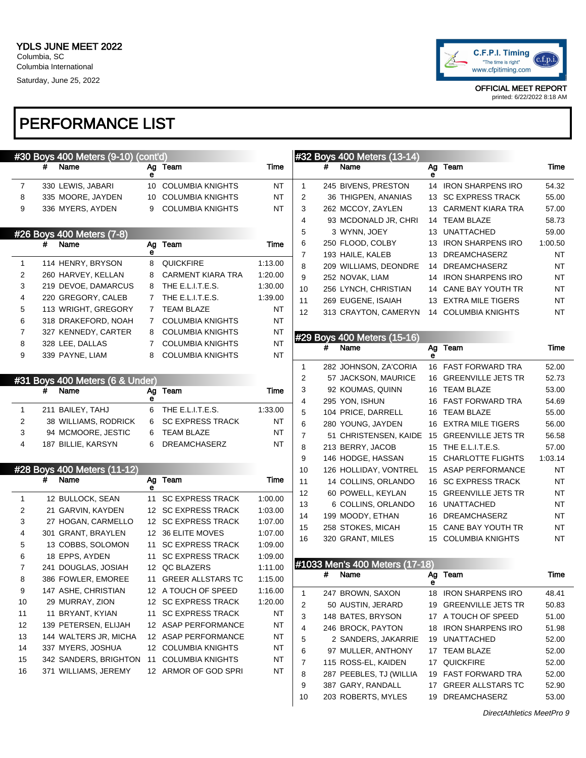YDLS JUNE MEET 2022
Columbia, SC
Columbia International
Saturday, June 25, 2022

OFFICIAL MEET REPORT
printed: 6/22/2022 8:18 AM

# PERFORMANCE LIST

## #30 Boys 400 Meters (9-10) (cont'd)

| | # | Name | Age | Team | Time |
|---|---|---|---|---|---|
| 7 | 330 | LEWIS, JABARI | 10 | COLUMBIA KNIGHTS | NT |
| 8 | 335 | MOORE, JAYDEN | 10 | COLUMBIA KNIGHTS | NT |
| 9 | 336 | MYERS, AYDEN | 9 | COLUMBIA KNIGHTS | NT |

## #26 Boys 400 Meters (7-8)

| | # | Name | Age | Team | Time |
|---|---|---|---|---|---|
| 1 | 114 | HENRY, BRYSON | 8 | QUICKFIRE | 1:13.00 |
| 2 | 260 | HARVEY, KELLAN | 8 | CARMENT KIARA TRA | 1:20.00 |
| 3 | 219 | DEVOE, DAMARCUS | 8 | THE E.L.I.T.E.S. | 1:30.00 |
| 4 | 220 | GREGORY, CALEB | 7 | THE E.L.I.T.E.S. | 1:39.00 |
| 5 | 113 | WRIGHT, GREGORY | 7 | TEAM BLAZE | NT |
| 6 | 318 | DRAKEFORD, NOAH | 7 | COLUMBIA KNIGHTS | NT |
| 7 | 327 | KENNEDY, CARTER | 8 | COLUMBIA KNIGHTS | NT |
| 8 | 328 | LEE, DALLAS | 7 | COLUMBIA KNIGHTS | NT |
| 9 | 339 | PAYNE, LIAM | 8 | COLUMBIA KNIGHTS | NT |

## #31 Boys 400 Meters (6 & Under)

| | # | Name | Age | Team | Time |
|---|---|---|---|---|---|
| 1 | 211 | BAILEY, TAHJ | 6 | THE E.L.I.T.E.S. | 1:33.00 |
| 2 | 38 | WILLIAMS, RODRICK | 6 | SC EXPRESS TRACK | NT |
| 3 | 94 | MCMOORE, JESTIC | 6 | TEAM BLAZE | NT |
| 4 | 187 | BILLIE, KARSYN | 6 | DREAMCHASERZ | NT |

## #28 Boys 400 Meters (11-12)

| | # | Name | Age | Team | Time |
|---|---|---|---|---|---|
| 1 | 12 | BULLOCK, SEAN | 11 | SC EXPRESS TRACK | 1:00.00 |
| 2 | 21 | GARVIN, KAYDEN | 12 | SC EXPRESS TRACK | 1:03.00 |
| 3 | 27 | HOGAN, CARMELLO | 12 | SC EXPRESS TRACK | 1:07.00 |
| 4 | 301 | GRANT, BRAYLEN | 12 | 36 ELITE MOVES | 1:07.00 |
| 5 | 13 | COBBS, SOLOMON | 11 | SC EXPRESS TRACK | 1:09.00 |
| 6 | 18 | EPPS, AYDEN | 11 | SC EXPRESS TRACK | 1:09.00 |
| 7 | 241 | DOUGLAS, JOSIAH | 12 | QC BLAZERS | 1:11.00 |
| 8 | 386 | FOWLER, EMOREE | 11 | GREER ALLSTARS TC | 1:15.00 |
| 9 | 147 | ASHE, CHRISTIAN | 12 | A TOUCH OF SPEED | 1:16.00 |
| 10 | 29 | MURRAY, ZION | 12 | SC EXPRESS TRACK | 1:20.00 |
| 11 | 11 | BRYANT, KYIAN | 11 | SC EXPRESS TRACK | NT |
| 12 | 139 | PETERSEN, ELIJAH | 12 | ASAP PERFORMANCE | NT |
| 13 | 144 | WALTERS JR, MICHA | 12 | ASAP PERFORMANCE | NT |
| 14 | 337 | MYERS, JOSHUA | 12 | COLUMBIA KNIGHTS | NT |
| 15 | 342 | SANDERS, BRIGHTON | 11 | COLUMBIA KNIGHTS | NT |
| 16 | 371 | WILLIAMS, JEREMY | 12 | ARMOR OF GOD SPRI | NT |

## #32 Boys 400 Meters (13-14)

| | # | Name | Age | Team | Time |
|---|---|---|---|---|---|
| 1 | 245 | BIVENS, PRESTON | 14 | IRON SHARPENS IRO | 54.32 |
| 2 | 36 | THIGPEN, ANANIAS | 13 | SC EXPRESS TRACK | 55.00 |
| 3 | 262 | MCCOY, ZAYLEN | 13 | CARMENT KIARA TRA | 57.00 |
| 4 | 93 | MCDONALD JR, CHRI | 14 | TEAM BLAZE | 58.73 |
| 5 | 3 | WYNN, JOEY | 13 | UNATTACHED | 59.00 |
| 6 | 250 | FLOOD, COLBY | 13 | IRON SHARPENS IRO | 1:00.50 |
| 7 | 193 | HAILE, KALEB | 13 | DREAMCHASERZ | NT |
| 8 | 209 | WILLIAMS, DEONDRE | 14 | DREAMCHASERZ | NT |
| 9 | 252 | NOVAK, LIAM | 14 | IRON SHARPENS IRO | NT |
| 10 | 256 | LYNCH, CHRISTIAN | 14 | CANE BAY YOUTH TR | NT |
| 11 | 269 | EUGENE, ISAIAH | 13 | EXTRA MILE TIGERS | NT |
| 12 | 313 | CRAYTON, CAMERYN | 14 | COLUMBIA KNIGHTS | NT |

## #29 Boys 400 Meters (15-16)

| | # | Name | Age | Team | Time |
|---|---|---|---|---|---|
| 1 | 282 | JOHNSON, ZA'CORIA | 16 | FAST FORWARD TRA | 52.00 |
| 2 | 57 | JACKSON, MAURICE | 16 | GREENVILLE JETS TR | 52.73 |
| 3 | 92 | KOUMAS, QUINN | 16 | TEAM BLAZE | 53.00 |
| 4 | 295 | YON, ISHUN | 16 | FAST FORWARD TRA | 54.69 |
| 5 | 104 | PRICE, DARRELL | 16 | TEAM BLAZE | 55.00 |
| 6 | 280 | YOUNG, JAYDEN | 16 | EXTRA MILE TIGERS | 56.00 |
| 7 | 51 | CHRISTENSEN, KAIDE | 15 | GREENVILLE JETS TR | 56.58 |
| 8 | 213 | BERRY, JACOB | 15 | THE E.L.I.T.E.S. | 57.00 |
| 9 | 146 | HODGE, HASSAN | 15 | CHARLOTTE FLIGHTS | 1:03.14 |
| 10 | 126 | HOLLIDAY, VONTREL | 15 | ASAP PERFORMANCE | NT |
| 11 | 14 | COLLINS, ORLANDO | 16 | SC EXPRESS TRACK | NT |
| 12 | 60 | POWELL, KEYLAN | 15 | GREENVILLE JETS TR | NT |
| 13 | 6 | COLLINS, ORLANDO | 16 | UNATTACHED | NT |
| 14 | 199 | MOODY, ETHAN | 16 | DREAMCHASERZ | NT |
| 15 | 258 | STOKES, MICAH | 15 | CANE BAY YOUTH TR | NT |
| 16 | 320 | GRANT, MILES | 15 | COLUMBIA KNIGHTS | NT |

## #1033 Men's 400 Meters (17-18)

| | # | Name | Age | Team | Time |
|---|---|---|---|---|---|
| 1 | 247 | BROWN, SAXON | 18 | IRON SHARPENS IRO | 48.41 |
| 2 | 50 | AUSTIN, JERARD | 19 | GREENVILLE JETS TR | 50.83 |
| 3 | 148 | BATES, BRYSON | 17 | A TOUCH OF SPEED | 51.00 |
| 4 | 246 | BROCK, PAYTON | 18 | IRON SHARPENS IRO | 51.98 |
| 5 | 2 | SANDERS, JAKARRIE | 19 | UNATTACHED | 52.00 |
| 6 | 97 | MULLER, ANTHONY | 17 | TEAM BLAZE | 52.00 |
| 7 | 115 | ROSS-EL, KAIDEN | 17 | QUICKFIRE | 52.00 |
| 8 | 287 | PEEBLES, TJ (WILLIA | 19 | FAST FORWARD TRA | 52.00 |
| 9 | 387 | GARY, RANDALL | 17 | GREER ALLSTARS TC | 52.90 |
| 10 | 203 | ROBERTS, MYLES | 19 | DREAMCHASERZ | 53.00 |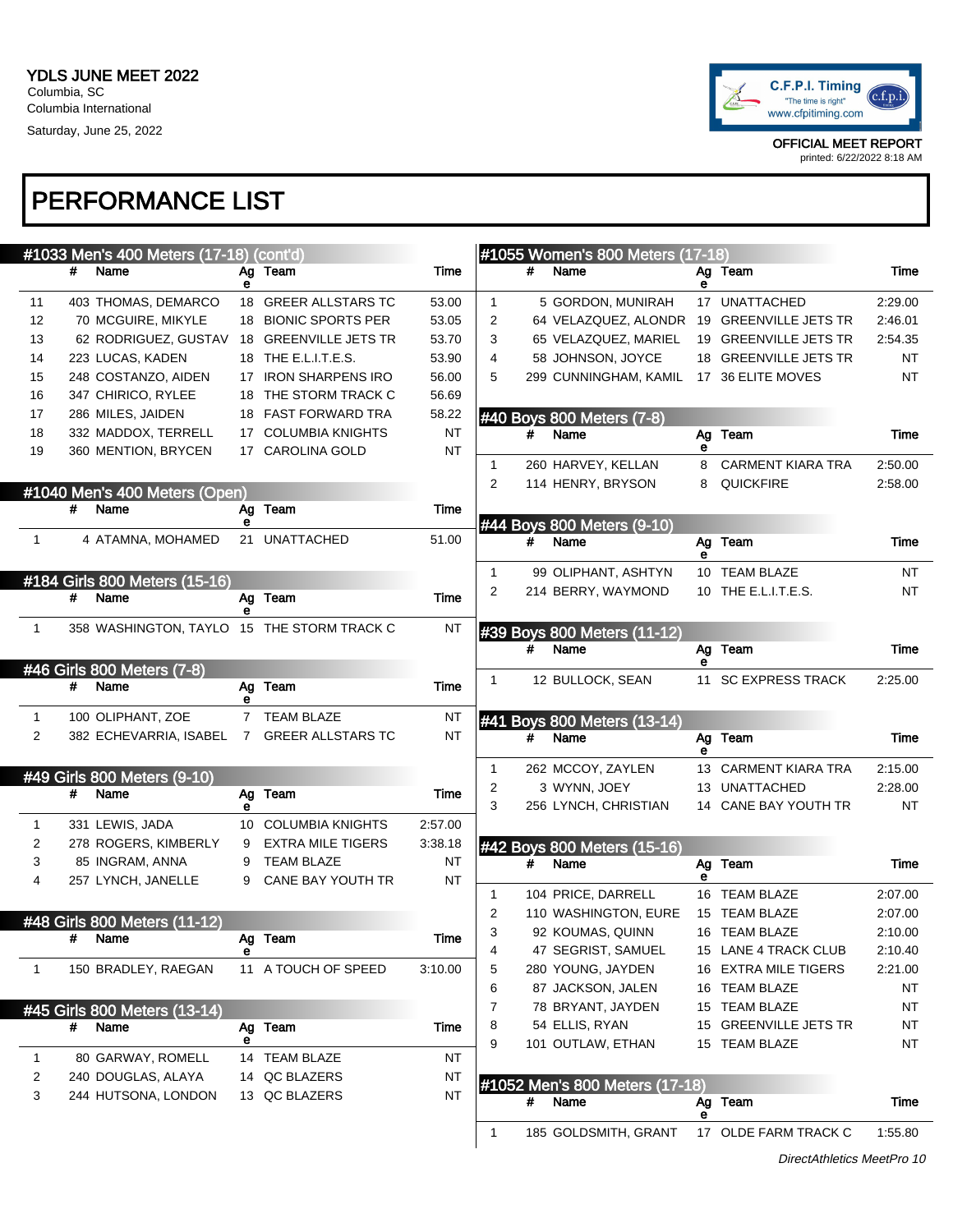YDLS JUNE MEET 2022
Columbia, SC
Columbia International
Saturday, June 25, 2022

OFFICIAL MEET REPORT
printed: 6/22/2022 8:18 AM

# PERFORMANCE LIST

## #1033 Men's 400 Meters (17-18) (cont'd)

| | # | Name | Age | Team | Time |
|---|---|---|---|---|---|
| 11 | 403 | THOMAS, DEMARCO | 18 | GREER ALLSTARS TC | 53.00 |
| 12 | 70 | MCGUIRE, MIKYLE | 18 | BIONIC SPORTS PER | 53.05 |
| 13 | 62 | RODRIGUEZ, GUSTAV | 18 | GREENVILLE JETS TR | 53.70 |
| 14 | 223 | LUCAS, KADEN | 18 | THE E.L.I.T.E.S. | 53.90 |
| 15 | 248 | COSTANZO, AIDEN | 17 | IRON SHARPENS IRO | 56.00 |
| 16 | 347 | CHIRICO, RYLEE | 18 | THE STORM TRACK C | 56.69 |
| 17 | 286 | MILES, JAIDEN | 18 | FAST FORWARD TRA | 58.22 |
| 18 | 332 | MADDOX, TERRELL | 17 | COLUMBIA KNIGHTS | NT |
| 19 | 360 | MENTION, BRYCEN | 17 | CAROLINA GOLD | NT |

## #1040 Men's 400 Meters (Open)

| | # | Name | Age | Team | Time |
|---|---|---|---|---|---|
| 1 | 4 | ATAMNA, MOHAMED | 21 | UNATTACHED | 51.00 |

## #184 Girls 800 Meters (15-16)

| | # | Name | Age | Team | Time |
|---|---|---|---|---|---|
| 1 | 358 | WASHINGTON, TAYLO | 15 | THE STORM TRACK C | NT |

## #46 Girls 800 Meters (7-8)

| | # | Name | Age | Team | Time |
|---|---|---|---|---|---|
| 1 | 100 | OLIPHANT, ZOE | 7 | TEAM BLAZE | NT |
| 2 | 382 | ECHEVARRIA, ISABEL | 7 | GREER ALLSTARS TC | NT |

## #49 Girls 800 Meters (9-10)

| | # | Name | Age | Team | Time |
|---|---|---|---|---|---|
| 1 | 331 | LEWIS, JADA | 10 | COLUMBIA KNIGHTS | 2:57.00 |
| 2 | 278 | ROGERS, KIMBERLY | 9 | EXTRA MILE TIGERS | 3:38.18 |
| 3 | 85 | INGRAM, ANNA | 9 | TEAM BLAZE | NT |
| 4 | 257 | LYNCH, JANELLE | 9 | CANE BAY YOUTH TR | NT |

## #48 Girls 800 Meters (11-12)

| | # | Name | Age | Team | Time |
|---|---|---|---|---|---|
| 1 | 150 | BRADLEY, RAEGAN | 11 | A TOUCH OF SPEED | 3:10.00 |

## #45 Girls 800 Meters (13-14)

| | # | Name | Age | Team | Time |
|---|---|---|---|---|---|
| 1 | 80 | GARWAY, ROMELL | 14 | TEAM BLAZE | NT |
| 2 | 240 | DOUGLAS, ALAYA | 14 | QC BLAZERS | NT |
| 3 | 244 | HUTSONA, LONDON | 13 | QC BLAZERS | NT |

## #1055 Women's 800 Meters (17-18)

| | # | Name | Age | Team | Time |
|---|---|---|---|---|---|
| 1 | 5 | GORDON, MUNIRAH | 17 | UNATTACHED | 2:29.00 |
| 2 | 64 | VELAZQUEZ, ALONDR | 19 | GREENVILLE JETS TR | 2:46.01 |
| 3 | 65 | VELAZQUEZ, MARIEL | 19 | GREENVILLE JETS TR | 2:54.35 |
| 4 | 58 | JOHNSON, JOYCE | 18 | GREENVILLE JETS TR | NT |
| 5 | 299 | CUNNINGHAM, KAMIL | 17 | 36 ELITE MOVES | NT |

## #40 Boys 800 Meters (7-8)

| | # | Name | Age | Team | Time |
|---|---|---|---|---|---|
| 1 | 260 | HARVEY, KELLAN | 8 | CARMENT KIARA TRA | 2:50.00 |
| 2 | 114 | HENRY, BRYSON | 8 | QUICKFIRE | 2:58.00 |

## #44 Boys 800 Meters (9-10)

| | # | Name | Age | Team | Time |
|---|---|---|---|---|---|
| 1 | 99 | OLIPHANT, ASHTYN | 10 | TEAM BLAZE | NT |
| 2 | 214 | BERRY, WAYMOND | 10 | THE E.L.I.T.E.S. | NT |

## #39 Boys 800 Meters (11-12)

| | # | Name | Age | Team | Time |
|---|---|---|---|---|---|
| 1 | 12 | BULLOCK, SEAN | 11 | SC EXPRESS TRACK | 2:25.00 |

## #41 Boys 800 Meters (13-14)

| | # | Name | Age | Team | Time |
|---|---|---|---|---|---|
| 1 | 262 | MCCOY, ZAYLEN | 13 | CARMENT KIARA TRA | 2:15.00 |
| 2 | 3 | WYNN, JOEY | 13 | UNATTACHED | 2:28.00 |
| 3 | 256 | LYNCH, CHRISTIAN | 14 | CANE BAY YOUTH TR | NT |

## #42 Boys 800 Meters (15-16)

| | # | Name | Age | Team | Time |
|---|---|---|---|---|---|
| 1 | 104 | PRICE, DARRELL | 16 | TEAM BLAZE | 2:07.00 |
| 2 | 110 | WASHINGTON, EURE | 15 | TEAM BLAZE | 2:07.00 |
| 3 | 92 | KOUMAS, QUINN | 16 | TEAM BLAZE | 2:10.00 |
| 4 | 47 | SEGRIST, SAMUEL | 15 | LANE 4 TRACK CLUB | 2:10.40 |
| 5 | 280 | YOUNG, JAYDEN | 16 | EXTRA MILE TIGERS | 2:21.00 |
| 6 | 87 | JACKSON, JALEN | 16 | TEAM BLAZE | NT |
| 7 | 78 | BRYANT, JAYDEN | 15 | TEAM BLAZE | NT |
| 8 | 54 | ELLIS, RYAN | 15 | GREENVILLE JETS TR | NT |
| 9 | 101 | OUTLAW, ETHAN | 15 | TEAM BLAZE | NT |

## #1052 Men's 800 Meters (17-18)

| | # | Name | Age | Team | Time |
|---|---|---|---|---|---|
| 1 | 185 | GOLDSMITH, GRANT | 17 | OLDE FARM TRACK C | 1:55.80 |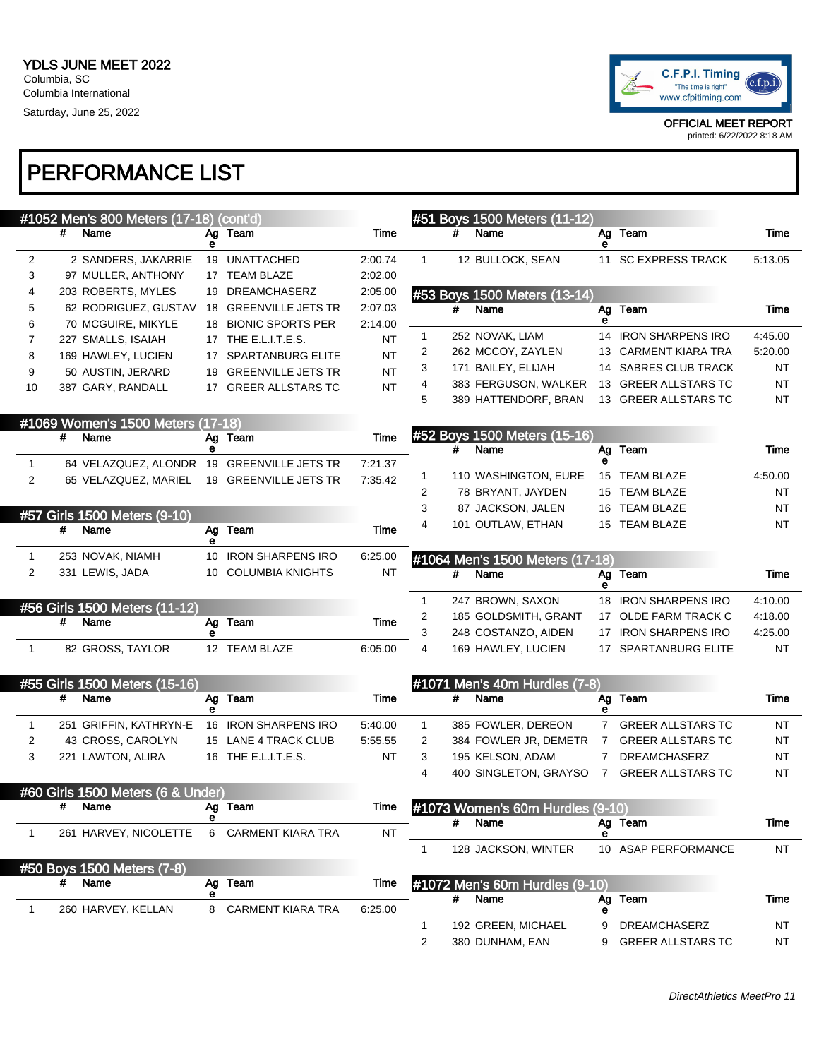YDLS JUNE MEET 2022
Columbia, SC
Columbia International
Saturday, June 25, 2022

C.F.P.I. Timing
"The time is right"
www.cfpitiming.com

OFFICIAL MEET REPORT
printed: 6/22/2022 8:18 AM

# PERFORMANCE LIST

## #1052 Men's 800 Meters (17-18) (cont'd)

| | # | Name | Age | Team | Time |
|---|---|---|---|---|---|
| 2 | 2 | SANDERS, JAKARRIE | 19 | UNATTACHED | 2:00.74 |
| 3 | 97 | MULLER, ANTHONY | 17 | TEAM BLAZE | 2:02.00 |
| 4 | 203 | ROBERTS, MYLES | 19 | DREAMCHASERZ | 2:05.00 |
| 5 | 62 | RODRIGUEZ, GUSTAV | 18 | GREENVILLE JETS TR | 2:07.03 |
| 6 | 70 | MCGUIRE, MIKYLE | 18 | BIONIC SPORTS PER | 2:14.00 |
| 7 | 227 | SMALLS, ISAIAH | 17 | THE E.L.I.T.E.S. | NT |
| 8 | 169 | HAWLEY, LUCIEN | 17 | SPARTANBURG ELITE | NT |
| 9 | 50 | AUSTIN, JERARD | 19 | GREENVILLE JETS TR | NT |
| 10 | 387 | GARY, RANDALL | 17 | GREER ALLSTARS TC | NT |

## #1069 Women's 1500 Meters (17-18)

| | # | Name | Age | Team | Time |
|---|---|---|---|---|---|
| 1 | 64 | VELAZQUEZ, ALONDR | 19 | GREENVILLE JETS TR | 7:21.37 |
| 2 | 65 | VELAZQUEZ, MARIEL | 19 | GREENVILLE JETS TR | 7:35.42 |

## #57 Girls 1500 Meters (9-10)

| | # | Name | Age | Team | Time |
|---|---|---|---|---|---|
| 1 | 253 | NOVAK, NIAMH | 10 | IRON SHARPENS IRO | 6:25.00 |
| 2 | 331 | LEWIS, JADA | 10 | COLUMBIA KNIGHTS | NT |

## #56 Girls 1500 Meters (11-12)

| | # | Name | Age | Team | Time |
|---|---|---|---|---|---|
| 1 | 82 | GROSS, TAYLOR | 12 | TEAM BLAZE | 6:05.00 |

## #55 Girls 1500 Meters (15-16)

| | # | Name | Age | Team | Time |
|---|---|---|---|---|---|
| 1 | 251 | GRIFFIN, KATHRYN-E | 16 | IRON SHARPENS IRO | 5:40.00 |
| 2 | 43 | CROSS, CAROLYN | 15 | LANE 4 TRACK CLUB | 5:55.55 |
| 3 | 221 | LAWTON, ALIRA | 16 | THE E.L.I.T.E.S. | NT |

## #60 Girls 1500 Meters (6 & Under)

| | # | Name | Age | Team | Time |
|---|---|---|---|---|---|
| 1 | 261 | HARVEY, NICOLETTE | 6 | CARMENT KIARA TRA | NT |

## #50 Boys 1500 Meters (7-8)

| | # | Name | Age | Team | Time |
|---|---|---|---|---|---|
| 1 | 260 | HARVEY, KELLAN | 8 | CARMENT KIARA TRA | 6:25.00 |

## #51 Boys 1500 Meters (11-12)

| | # | Name | Age | Team | Time |
|---|---|---|---|---|---|
| 1 | 12 | BULLOCK, SEAN | 11 | SC EXPRESS TRACK | 5:13.05 |

## #53 Boys 1500 Meters (13-14)

| | # | Name | Age | Team | Time |
|---|---|---|---|---|---|
| 1 | 252 | NOVAK, LIAM | 14 | IRON SHARPENS IRO | 4:45.00 |
| 2 | 262 | MCCOY, ZAYLEN | 13 | CARMENT KIARA TRA | 5:20.00 |
| 3 | 171 | BAILEY, ELIJAH | 14 | SABRES CLUB TRACK | NT |
| 4 | 383 | FERGUSON, WALKER | 13 | GREER ALLSTARS TC | NT |
| 5 | 389 | HATTENDORF, BRAN | 13 | GREER ALLSTARS TC | NT |

## #52 Boys 1500 Meters (15-16)

| | # | Name | Age | Team | Time |
|---|---|---|---|---|---|
| 1 | 110 | WASHINGTON, EURE | 15 | TEAM BLAZE | 4:50.00 |
| 2 | 78 | BRYANT, JAYDEN | 15 | TEAM BLAZE | NT |
| 3 | 87 | JACKSON, JALEN | 16 | TEAM BLAZE | NT |
| 4 | 101 | OUTLAW, ETHAN | 15 | TEAM BLAZE | NT |

## #1064 Men's 1500 Meters (17-18)

| | # | Name | Age | Team | Time |
|---|---|---|---|---|---|
| 1 | 247 | BROWN, SAXON | 18 | IRON SHARPENS IRO | 4:10.00 |
| 2 | 185 | GOLDSMITH, GRANT | 17 | OLDE FARM TRACK C | 4:18.00 |
| 3 | 248 | COSTANZO, AIDEN | 17 | IRON SHARPENS IRO | 4:25.00 |
| 4 | 169 | HAWLEY, LUCIEN | 17 | SPARTANBURG ELITE | NT |

## #1071 Men's 40m Hurdles (7-8)

| | # | Name | Age | Team | Time |
|---|---|---|---|---|---|
| 1 | 385 | FOWLER, DEREON | 7 | GREER ALLSTARS TC | NT |
| 2 | 384 | FOWLER JR, DEMETR | 7 | GREER ALLSTARS TC | NT |
| 3 | 195 | KELSON, ADAM | 7 | DREAMCHASERZ | NT |
| 4 | 400 | SINGLETON, GRAYSO | 7 | GREER ALLSTARS TC | NT |

## #1073 Women's 60m Hurdles (9-10)

| | # | Name | Age | Team | Time |
|---|---|---|---|---|---|
| 1 | 128 | JACKSON, WINTER | 10 | ASAP PERFORMANCE | NT |

## #1072 Men's 60m Hurdles (9-10)

| | # | Name | Age | Team | Time |
|---|---|---|---|---|---|
| 1 | 192 | GREEN, MICHAEL | 9 | DREAMCHASERZ | NT |
| 2 | 380 | DUNHAM, EAN | 9 | GREER ALLSTARS TC | NT |

*DirectAthletics MeetPro 11*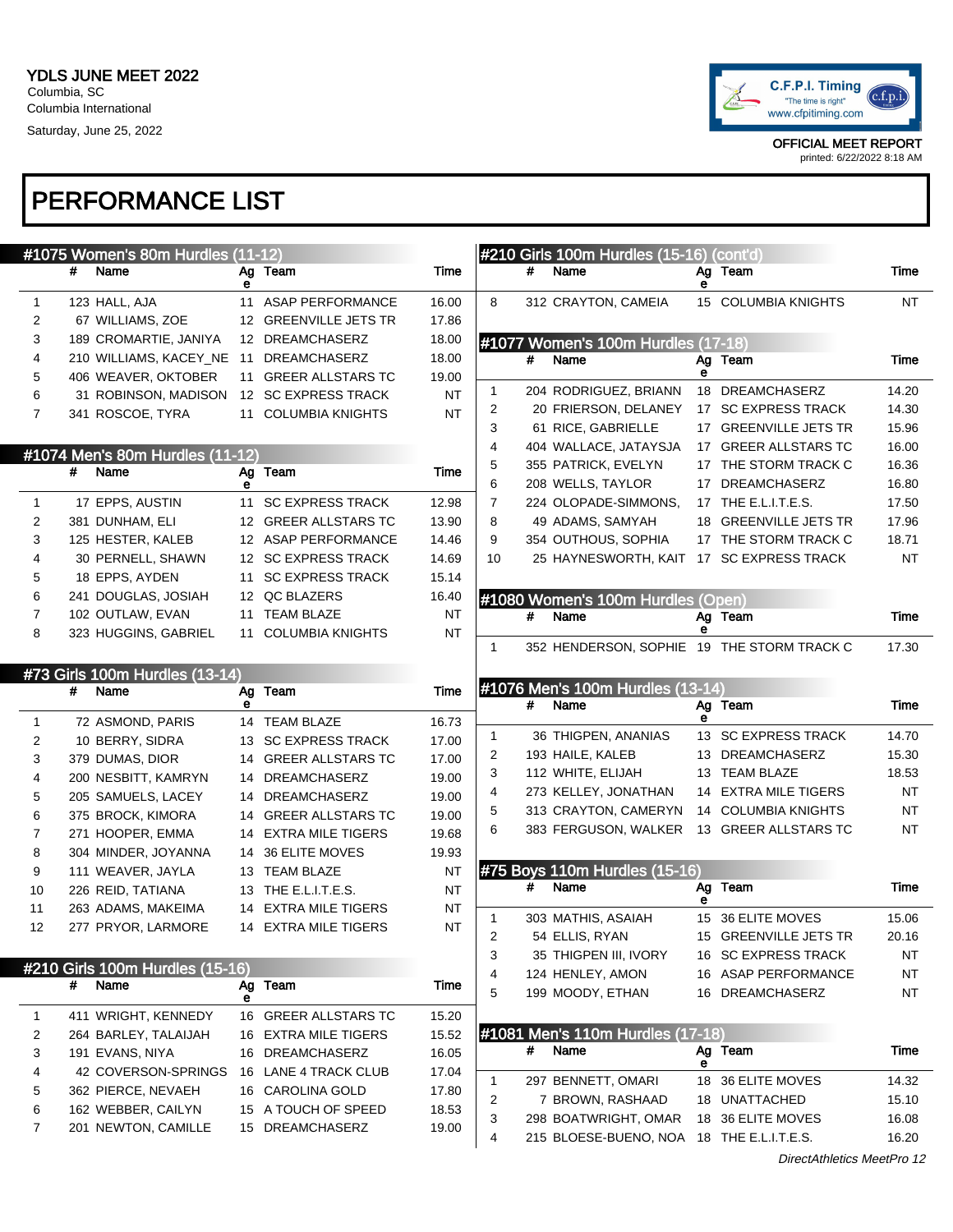YDLS JUNE MEET 2022
Columbia, SC
Columbia International
Saturday, June 25, 2022

OFFICIAL MEET REPORT
printed: 6/22/2022 8:18 AM

# PERFORMANCE LIST

## #1075 Women's 80m Hurdles (11-12)

|  | # | Name | Age | Team | Time |
|---|---|---|---|---|---|
| 1 | 123 | HALL, AJA | 11 | ASAP PERFORMANCE | 16.00 |
| 2 | 67 | WILLIAMS, ZOE | 12 | GREENVILLE JETS TR | 17.86 |
| 3 | 189 | CROMARTIE, JANIYA | 12 | DREAMCHASERZ | 18.00 |
| 4 | 210 | WILLIAMS, KACEY_NE | 11 | DREAMCHASERZ | 18.00 |
| 5 | 406 | WEAVER, OKTOBER | 11 | GREER ALLSTARS TC | 19.00 |
| 6 | 31 | ROBINSON, MADISON | 12 | SC EXPRESS TRACK | NT |
| 7 | 341 | ROSCOE, TYRA | 11 | COLUMBIA KNIGHTS | NT |

## #1074 Men's 80m Hurdles (11-12)

|  | # | Name | Age | Team | Time |
|---|---|---|---|---|---|
| 1 | 17 | EPPS, AUSTIN | 11 | SC EXPRESS TRACK | 12.98 |
| 2 | 381 | DUNHAM, ELI | 12 | GREER ALLSTARS TC | 13.90 |
| 3 | 125 | HESTER, KALEB | 12 | ASAP PERFORMANCE | 14.46 |
| 4 | 30 | PERNELL, SHAWN | 12 | SC EXPRESS TRACK | 14.69 |
| 5 | 18 | EPPS, AYDEN | 11 | SC EXPRESS TRACK | 15.14 |
| 6 | 241 | DOUGLAS, JOSIAH | 12 | QC BLAZERS | 16.40 |
| 7 | 102 | OUTLAW, EVAN | 11 | TEAM BLAZE | NT |
| 8 | 323 | HUGGINS, GABRIEL | 11 | COLUMBIA KNIGHTS | NT |

## #73 Girls 100m Hurdles (13-14)

|  | # | Name | Age | Team | Time |
|---|---|---|---|---|---|
| 1 | 72 | ASMOND, PARIS | 14 | TEAM BLAZE | 16.73 |
| 2 | 10 | BERRY, SIDRA | 13 | SC EXPRESS TRACK | 17.00 |
| 3 | 379 | DUMAS, DIOR | 14 | GREER ALLSTARS TC | 17.00 |
| 4 | 200 | NESBITT, KAMRYN | 14 | DREAMCHASERZ | 19.00 |
| 5 | 205 | SAMUELS, LACEY | 14 | DREAMCHASERZ | 19.00 |
| 6 | 375 | BROCK, KIMORA | 14 | GREER ALLSTARS TC | 19.00 |
| 7 | 271 | HOOPER, EMMA | 14 | EXTRA MILE TIGERS | 19.68 |
| 8 | 304 | MINDER, JOYANNA | 14 | 36 ELITE MOVES | 19.93 |
| 9 | 111 | WEAVER, JAYLA | 13 | TEAM BLAZE | NT |
| 10 | 226 | REID, TATIANA | 13 | THE E.L.I.T.E.S. | NT |
| 11 | 263 | ADAMS, MAKEIMA | 14 | EXTRA MILE TIGERS | NT |
| 12 | 277 | PRYOR, LARMORE | 14 | EXTRA MILE TIGERS | NT |

## #210 Girls 100m Hurdles (15-16)

|  | # | Name | Age | Team | Time |
|---|---|---|---|---|---|
| 1 | 411 | WRIGHT, KENNEDY | 16 | GREER ALLSTARS TC | 15.20 |
| 2 | 264 | BARLEY, TALAIJAH | 16 | EXTRA MILE TIGERS | 15.52 |
| 3 | 191 | EVANS, NIYA | 16 | DREAMCHASERZ | 16.05 |
| 4 | 42 | COVERSON-SPRINGS | 16 | LANE 4 TRACK CLUB | 17.04 |
| 5 | 362 | PIERCE, NEVAEH | 16 | CAROLINA GOLD | 17.80 |
| 6 | 162 | WEBBER, CAILYN | 15 | A TOUCH OF SPEED | 18.53 |
| 7 | 201 | NEWTON, CAMILLE | 15 | DREAMCHASERZ | 19.00 |
| 8 | 312 | CRAYTON, CAMEIA | 15 | COLUMBIA KNIGHTS | NT |

## #1077 Women's 100m Hurdles (17-18)

|  | # | Name | Age | Team | Time |
|---|---|---|---|---|---|
| 1 | 204 | RODRIGUEZ, BRIANN | 18 | DREAMCHASERZ | 14.20 |
| 2 | 20 | FRIERSON, DELANEY | 17 | SC EXPRESS TRACK | 14.30 |
| 3 | 61 | RICE, GABRIELLE | 17 | GREENVILLE JETS TR | 15.96 |
| 4 | 404 | WALLACE, JATAYSJA | 17 | GREER ALLSTARS TC | 16.00 |
| 5 | 355 | PATRICK, EVELYN | 17 | THE STORM TRACK C | 16.36 |
| 6 | 208 | WELLS, TAYLOR | 17 | DREAMCHASERZ | 16.80 |
| 7 | 224 | OLOPADE-SIMMONS, | 17 | THE E.L.I.T.E.S. | 17.50 |
| 8 | 49 | ADAMS, SAMYAH | 18 | GREENVILLE JETS TR | 17.96 |
| 9 | 354 | OUTHOUS, SOPHIA | 17 | THE STORM TRACK C | 18.71 |
| 10 | 25 | HAYNESWORTH, KAIT | 17 | SC EXPRESS TRACK | NT |

## #1080 Women's 100m Hurdles (Open)

|  | # | Name | Age | Team | Time |
|---|---|---|---|---|---|
| 1 | 352 | HENDERSON, SOPHIE | 19 | THE STORM TRACK C | 17.30 |

## #1076 Men's 100m Hurdles (13-14)

|  | # | Name | Age | Team | Time |
|---|---|---|---|---|---|
| 1 | 36 | THIGPEN, ANANIAS | 13 | SC EXPRESS TRACK | 14.70 |
| 2 | 193 | HAILE, KALEB | 13 | DREAMCHASERZ | 15.30 |
| 3 | 112 | WHITE, ELIJAH | 13 | TEAM BLAZE | 18.53 |
| 4 | 273 | KELLEY, JONATHAN | 14 | EXTRA MILE TIGERS | NT |
| 5 | 313 | CRAYTON, CAMERYN | 14 | COLUMBIA KNIGHTS | NT |
| 6 | 383 | FERGUSON, WALKER | 13 | GREER ALLSTARS TC | NT |

## #75 Boys 110m Hurdles (15-16)

|  | # | Name | Age | Team | Time |
|---|---|---|---|---|---|
| 1 | 303 | MATHIS, ASAIAH | 15 | 36 ELITE MOVES | 15.06 |
| 2 | 54 | ELLIS, RYAN | 15 | GREENVILLE JETS TR | 20.16 |
| 3 | 35 | THIGPEN III, IVORY | 16 | SC EXPRESS TRACK | NT |
| 4 | 124 | HENLEY, AMON | 16 | ASAP PERFORMANCE | NT |
| 5 | 199 | MOODY, ETHAN | 16 | DREAMCHASERZ | NT |

## #1081 Men's 110m Hurdles (17-18)

|  | # | Name | Age | Team | Time |
|---|---|---|---|---|---|
| 1 | 297 | BENNETT, OMARI | 18 | 36 ELITE MOVES | 14.32 |
| 2 | 7 | BROWN, RASHAAD | 18 | UNATTACHED | 15.10 |
| 3 | 298 | BOATWRIGHT, OMAR | 18 | 36 ELITE MOVES | 16.08 |
| 4 | 215 | BLOESE-BUENO, NOA | 18 | THE E.L.I.T.E.S. | 16.20 |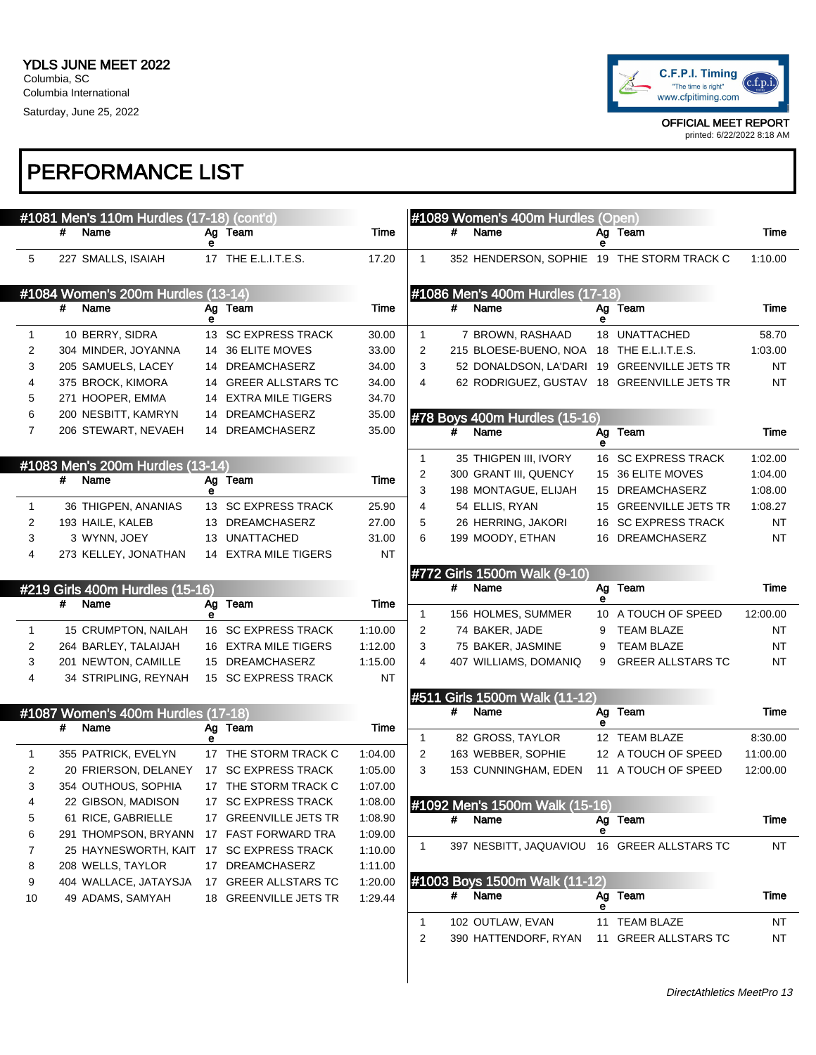YDLS JUNE MEET 2022
Columbia, SC
Columbia International
Saturday, June 25, 2022

OFFICIAL MEET REPORT
printed: 6/22/2022 8:18 AM

# PERFORMANCE LIST

## #1081 Men's 110m Hurdles (17-18) (cont'd)

| | # | Name | Age | Team | Time |
|---|---|---|---|---|---|
| 5 | 227 | SMALLS, ISAIAH | 17 | THE E.L.I.T.E.S. | 17.20 |

## #1084 Women's 200m Hurdles (13-14)

| | # | Name | Age | Team | Time |
|---|---|---|---|---|---|
| 1 | 10 | BERRY, SIDRA | 13 | SC EXPRESS TRACK | 30.00 |
| 2 | 304 | MINDER, JOYANNA | 14 | 36 ELITE MOVES | 33.00 |
| 3 | 205 | SAMUELS, LACEY | 14 | DREAMCHASERZ | 34.00 |
| 4 | 375 | BROCK, KIMORA | 14 | GREER ALLSTARS TC | 34.00 |
| 5 | 271 | HOOPER, EMMA | 14 | EXTRA MILE TIGERS | 34.70 |
| 6 | 200 | NESBITT, KAMRYN | 14 | DREAMCHASERZ | 35.00 |
| 7 | 206 | STEWART, NEVAEH | 14 | DREAMCHASERZ | 35.00 |

## #1083 Men's 200m Hurdles (13-14)

| | # | Name | Age | Team | Time |
|---|---|---|---|---|---|
| 1 | 36 | THIGPEN, ANANIAS | 13 | SC EXPRESS TRACK | 25.90 |
| 2 | 193 | HAILE, KALEB | 13 | DREAMCHASERZ | 27.00 |
| 3 | 3 | WYNN, JOEY | 13 | UNATTACHED | 31.00 |
| 4 | 273 | KELLEY, JONATHAN | 14 | EXTRA MILE TIGERS | NT |

## #219 Girls 400m Hurdles (15-16)

| | # | Name | Age | Team | Time |
|---|---|---|---|---|---|
| 1 | 15 | CRUMPTON, NAILAH | 16 | SC EXPRESS TRACK | 1:10.00 |
| 2 | 264 | BARLEY, TALAIJAH | 16 | EXTRA MILE TIGERS | 1:12.00 |
| 3 | 201 | NEWTON, CAMILLE | 15 | DREAMCHASERZ | 1:15.00 |
| 4 | 34 | STRIPLING, REYNAH | 15 | SC EXPRESS TRACK | NT |

## #1087 Women's 400m Hurdles (17-18)

| | # | Name | Age | Team | Time |
|---|---|---|---|---|---|
| 1 | 355 | PATRICK, EVELYN | 17 | THE STORM TRACK C | 1:04.00 |
| 2 | 20 | FRIERSON, DELANEY | 17 | SC EXPRESS TRACK | 1:05.00 |
| 3 | 354 | OUTHOUS, SOPHIA | 17 | THE STORM TRACK C | 1:07.00 |
| 4 | 22 | GIBSON, MADISON | 17 | SC EXPRESS TRACK | 1:08.00 |
| 5 | 61 | RICE, GABRIELLE | 17 | GREENVILLE JETS TR | 1:08.90 |
| 6 | 291 | THOMPSON, BRYANN | 17 | FAST FORWARD TRA | 1:09.00 |
| 7 | 25 | HAYNESWORTH, KAIT | 17 | SC EXPRESS TRACK | 1:10.00 |
| 8 | 208 | WELLS, TAYLOR | 17 | DREAMCHASERZ | 1:11.00 |
| 9 | 404 | WALLACE, JATAYSJA | 17 | GREER ALLSTARS TC | 1:20.00 |
| 10 | 49 | ADAMS, SAMYAH | 18 | GREENVILLE JETS TR | 1:29.44 |

## #1089 Women's 400m Hurdles (Open)

| | # | Name | Age | Team | Time |
|---|---|---|---|---|---|
| 1 | 352 | HENDERSON, SOPHIE | 19 | THE STORM TRACK C | 1:10.00 |

## #1086 Men's 400m Hurdles (17-18)

| | # | Name | Age | Team | Time |
|---|---|---|---|---|---|
| 1 | 7 | BROWN, RASHAAD | 18 | UNATTACHED | 58.70 |
| 2 | 215 | BLOESE-BUENO, NOA | 18 | THE E.L.I.T.E.S. | 1:03.00 |
| 3 | 52 | DONALDSON, LA'DARI | 19 | GREENVILLE JETS TR | NT |
| 4 | 62 | RODRIGUEZ, GUSTAV | 18 | GREENVILLE JETS TR | NT |

## #78 Boys 400m Hurdles (15-16)

| | # | Name | Age | Team | Time |
|---|---|---|---|---|---|
| 1 | 35 | THIGPEN III, IVORY | 16 | SC EXPRESS TRACK | 1:02.00 |
| 2 | 300 | GRANT III, QUENCY | 15 | 36 ELITE MOVES | 1:04.00 |
| 3 | 198 | MONTAGUE, ELIJAH | 15 | DREAMCHASERZ | 1:08.00 |
| 4 | 54 | ELLIS, RYAN | 15 | GREENVILLE JETS TR | 1:08.27 |
| 5 | 26 | HERRING, JAKORI | 16 | SC EXPRESS TRACK | NT |
| 6 | 199 | MOODY, ETHAN | 16 | DREAMCHASERZ | NT |

## #772 Girls 1500m Walk (9-10)

| | # | Name | Age | Team | Time |
|---|---|---|---|---|---|
| 1 | 156 | HOLMES, SUMMER | 10 | A TOUCH OF SPEED | 12:00.00 |
| 2 | 74 | BAKER, JADE | 9 | TEAM BLAZE | NT |
| 3 | 75 | BAKER, JASMINE | 9 | TEAM BLAZE | NT |
| 4 | 407 | WILLIAMS, DOMANIQ | 9 | GREER ALLSTARS TC | NT |

## #511 Girls 1500m Walk (11-12)

| | # | Name | Age | Team | Time |
|---|---|---|---|---|---|
| 1 | 82 | GROSS, TAYLOR | 12 | TEAM BLAZE | 8:30.00 |
| 2 | 163 | WEBBER, SOPHIE | 12 | A TOUCH OF SPEED | 11:00.00 |
| 3 | 153 | CUNNINGHAM, EDEN | 11 | A TOUCH OF SPEED | 12:00.00 |

## #1092 Men's 1500m Walk (15-16)

| | # | Name | Age | Team | Time |
|---|---|---|---|---|---|
| 1 | 397 | NESBITT, JAQUAVIOU | 16 | GREER ALLSTARS TC | NT |

## #1003 Boys 1500m Walk (11-12)

| | # | Name | Age | Team | Time |
|---|---|---|---|---|---|
| 1 | 102 | OUTLAW, EVAN | 11 | TEAM BLAZE | NT |
| 2 | 390 | HATTENDORF, RYAN | 11 | GREER ALLSTARS TC | NT |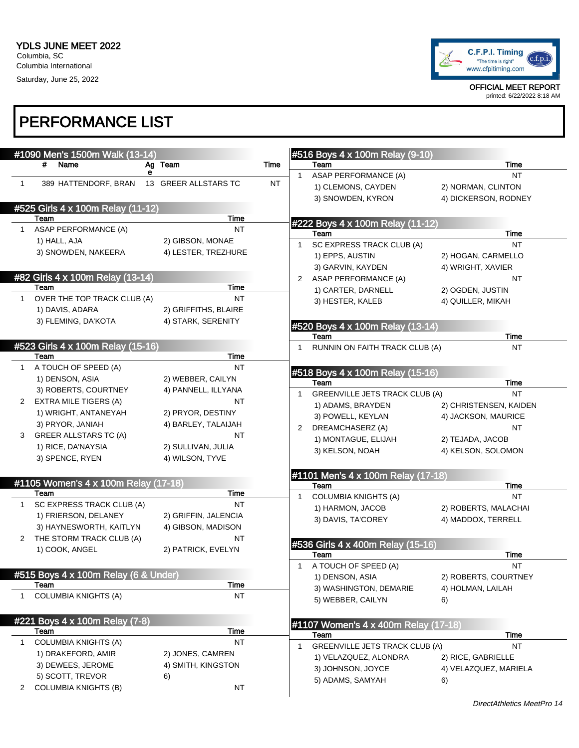YDLS JUNE MEET 2022
Columbia, SC
Columbia International
Saturday, June 25, 2022

OFFICIAL MEET REPORT
printed: 6/22/2022 8:18 AM

# PERFORMANCE LIST

## #1090 Men's 1500m Walk (13-14)

| | # | Name | Age | Team | Time |
|---|---|---|---|---|---|
| 1 | 389 | HATTENDORF, BRAN | 13 | GREER ALLSTARS TC | NT |

## #525 Girls 4 x 100m Relay (11-12)

| | Team | | Time |
|---|---|---|---|
| 1 | ASAP PERFORMANCE (A) | | NT |
| | 1) HALL, AJA | 2) GIBSON, MONAE | |
| | 3) SNOWDEN, NAKEERA | 4) LESTER, TREZHURE | |

## #82 Girls 4 x 100m Relay (13-14)

| | Team | | Time |
|---|---|---|---|
| 1 | OVER THE TOP TRACK CLUB (A) | | NT |
| | 1) DAVIS, ADARA | 2) GRIFFITHS, BLAIRE | |
| | 3) FLEMING, DA'KOTA | 4) STARK, SERENITY | |

## #523 Girls 4 x 100m Relay (15-16)

| | Team | | Time |
|---|---|---|---|
| 1 | A TOUCH OF SPEED (A) | | NT |
| | 1) DENSON, ASIA | 2) WEBBER, CAILYN | |
| | 3) ROBERTS, COURTNEY | 4) PANNELL, ILLYANA | |
| 2 | EXTRA MILE TIGERS (A) | | NT |
| | 1) WRIGHT, ANTANEYAH | 2) PRYOR, DESTINY | |
| | 3) PRYOR, JANIAH | 4) BARLEY, TALAIJAH | |
| 3 | GREER ALLSTARS TC (A) | | NT |
| | 1) RICE, DA'NAYSIA | 2) SULLIVAN, JULIA | |
| | 3) SPENCE, RYEN | 4) WILSON, TYVE | |

## #1105 Women's 4 x 100m Relay (17-18)

| | Team | | Time |
|---|---|---|---|
| 1 | SC EXPRESS TRACK CLUB (A) | | NT |
| | 1) FRIERSON, DELANEY | 2) GRIFFIN, JALENCIA | |
| | 3) HAYNESWORTH, KAITLYN | 4) GIBSON, MADISON | |
| 2 | THE STORM TRACK CLUB (A) | | NT |
| | 1) COOK, ANGEL | 2) PATRICK, EVELYN | |

## #515 Boys 4 x 100m Relay (6 & Under)

| | Team | Time |
|---|---|---|
| 1 | COLUMBIA KNIGHTS (A) | NT |

## #221 Boys 4 x 100m Relay (7-8)

| | Team | | Time |
|---|---|---|---|
| 1 | COLUMBIA KNIGHTS (A) | | NT |
| | 1) DRAKEFORD, AMIR | 2) JONES, CAMREN | |
| | 3) DEWEES, JEROME | 4) SMITH, KINGSTON | |
| | 5) SCOTT, TREVOR | 6) | |
| 2 | COLUMBIA KNIGHTS (B) | | NT |

## #516 Boys 4 x 100m Relay (9-10)

| | Team | | Time |
|---|---|---|---|
| 1 | ASAP PERFORMANCE (A) | | NT |
| | 1) CLEMONS, CAYDEN | 2) NORMAN, CLINTON | |
| | 3) SNOWDEN, KYRON | 4) DICKERSON, RODNEY | |

## #222 Boys 4 x 100m Relay (11-12)

| | Team | | Time |
|---|---|---|---|
| 1 | SC EXPRESS TRACK CLUB (A) | | NT |
| | 1) EPPS, AUSTIN | 2) HOGAN, CARMELLO | |
| | 3) GARVIN, KAYDEN | 4) WRIGHT, XAVIER | |
| 2 | ASAP PERFORMANCE (A) | | NT |
| | 1) CARTER, DARNELL | 2) OGDEN, JUSTIN | |
| | 3) HESTER, KALEB | 4) QUILLER, MIKAH | |

## #520 Boys 4 x 100m Relay (13-14)

| | Team | Time |
|---|---|---|
| 1 | RUNNIN ON FAITH TRACK CLUB (A) | NT |

## #518 Boys 4 x 100m Relay (15-16)

| | Team | | Time |
|---|---|---|---|
| 1 | GREENVILLE JETS TRACK CLUB (A) | | NT |
| | 1) ADAMS, BRAYDEN | 2) CHRISTENSEN, KAIDEN | |
| | 3) POWELL, KEYLAN | 4) JACKSON, MAURICE | |
| 2 | DREAMCHASERZ (A) | | NT |
| | 1) MONTAGUE, ELIJAH | 2) TEJADA, JACOB | |
| | 3) KELSON, NOAH | 4) KELSON, SOLOMON | |

## #1101 Men's 4 x 100m Relay (17-18)

| | Team | | Time |
|---|---|---|---|
| 1 | COLUMBIA KNIGHTS (A) | | NT |
| | 1) HARMON, JACOB | 2) ROBERTS, MALACHAI | |
| | 3) DAVIS, TA'COREY | 4) MADDOX, TERRELL | |

## #536 Girls 4 x 400m Relay (15-16)

| | Team | | Time |
|---|---|---|---|
| 1 | A TOUCH OF SPEED (A) | | NT |
| | 1) DENSON, ASIA | 2) ROBERTS, COURTNEY | |
| | 3) WASHINGTON, DEMARIE | 4) HOLMAN, LAILAH | |
| | 5) WEBBER, CAILYN | 6) | |

## #1107 Women's 4 x 400m Relay (17-18)

| | Team | | Time |
|---|---|---|---|
| 1 | GREENVILLE JETS TRACK CLUB (A) | | NT |
| | 1) VELAZQUEZ, ALONDRA | 2) RICE, GABRIELLE | |
| | 3) JOHNSON, JOYCE | 4) VELAZQUEZ, MARIELA | |
| | 5) ADAMS, SAMYAH | 6) | |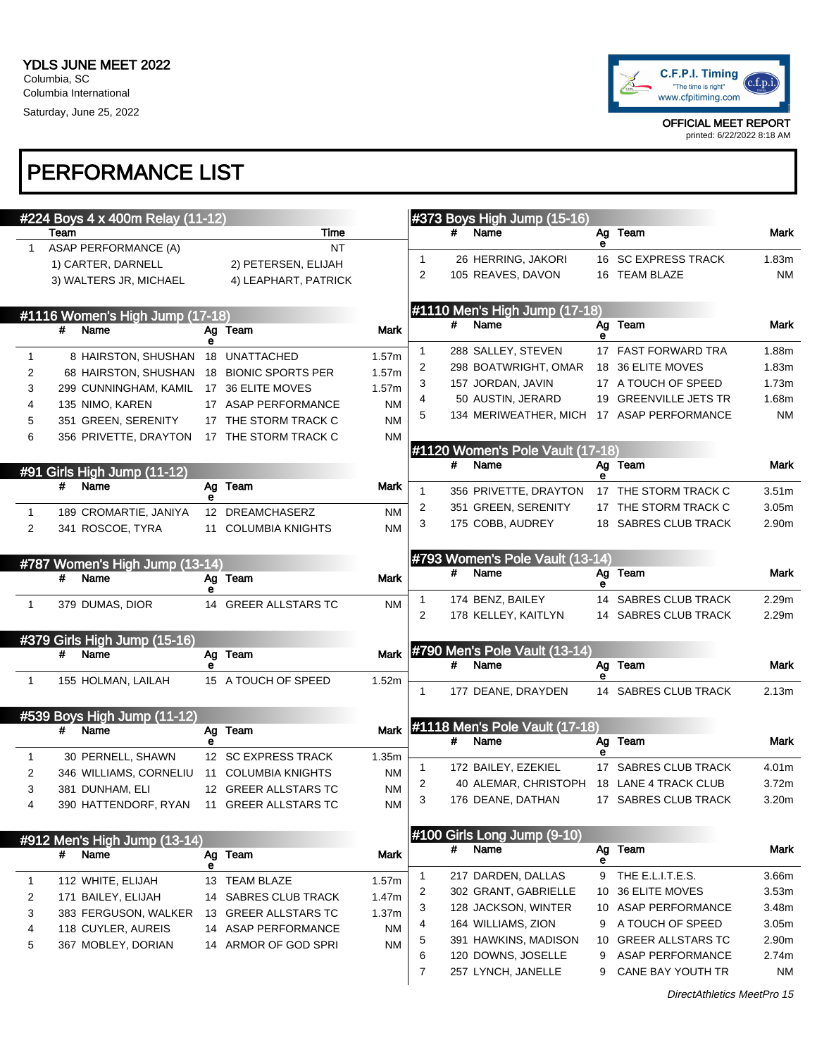YDLS JUNE MEET 2022
Columbia, SC
Columbia International
Saturday, June 25, 2022

OFFICIAL MEET REPORT
printed: 6/22/2022 8:18 AM

# PERFORMANCE LIST

## #224 Boys 4 x 400m Relay (11-12)

| | Team | Time |
|---|---|---|
| 1 | ASAP PERFORMANCE (A) | NT |
| | 1) CARTER, DARNELL | 2) PETERSEN, ELIJAH |
| | 3) WALTERS JR, MICHAEL | 4) LEAPHART, PATRICK |

## #1116 Women's High Jump (17-18)

| | # | Name | Age | Team | Mark |
|---|---|---|---|---|---|
| 1 | 8 | HAIRSTON, SHUSHAN | 18 | UNATTACHED | 1.57m |
| 2 | 68 | HAIRSTON, SHUSHAN | 18 | BIONIC SPORTS PER | 1.57m |
| 3 | 299 | CUNNINGHAM, KAMIL | 17 | 36 ELITE MOVES | 1.57m |
| 4 | 135 | NIMO, KAREN | 17 | ASAP PERFORMANCE | NM |
| 5 | 351 | GREEN, SERENITY | 17 | THE STORM TRACK C | NM |
| 6 | 356 | PRIVETTE, DRAYTON | 17 | THE STORM TRACK C | NM |

## #91 Girls High Jump (11-12)

| | # | Name | Age | Team | Mark |
|---|---|---|---|---|---|
| 1 | 189 | CROMARTIE, JANIYA | 12 | DREAMCHASERZ | NM |
| 2 | 341 | ROSCOE, TYRA | 11 | COLUMBIA KNIGHTS | NM |

## #787 Women's High Jump (13-14)

| | # | Name | Age | Team | Mark |
|---|---|---|---|---|---|
| 1 | 379 | DUMAS, DIOR | 14 | GREER ALLSTARS TC | NM |

## #379 Girls High Jump (15-16)

| | # | Name | Age | Team | Mark |
|---|---|---|---|---|---|
| 1 | 155 | HOLMAN, LAILAH | 15 | A TOUCH OF SPEED | 1.52m |

## #539 Boys High Jump (11-12)

| | # | Name | Age | Team | Mark |
|---|---|---|---|---|---|
| 1 | 30 | PERNELL, SHAWN | 12 | SC EXPRESS TRACK | 1.35m |
| 2 | 346 | WILLIAMS, CORNELIU | 11 | COLUMBIA KNIGHTS | NM |
| 3 | 381 | DUNHAM, ELI | 12 | GREER ALLSTARS TC | NM |
| 4 | 390 | HATTENDORF, RYAN | 11 | GREER ALLSTARS TC | NM |

## #912 Men's High Jump (13-14)

| | # | Name | Age | Team | Mark |
|---|---|---|---|---|---|
| 1 | 112 | WHITE, ELIJAH | 13 | TEAM BLAZE | 1.57m |
| 2 | 171 | BAILEY, ELIJAH | 14 | SABRES CLUB TRACK | 1.47m |
| 3 | 383 | FERGUSON, WALKER | 13 | GREER ALLSTARS TC | 1.37m |
| 4 | 118 | CUYLER, AUREIS | 14 | ASAP PERFORMANCE | NM |
| 5 | 367 | MOBLEY, DORIAN | 14 | ARMOR OF GOD SPRI | NM |

## #373 Boys High Jump (15-16)

| | # | Name | Age | Team | Mark |
|---|---|---|---|---|---|
| 1 | 26 | HERRING, JAKORI | 16 | SC EXPRESS TRACK | 1.83m |
| 2 | 105 | REAVES, DAVON | 16 | TEAM BLAZE | NM |

## #1110 Men's High Jump (17-18)

| | # | Name | Age | Team | Mark |
|---|---|---|---|---|---|
| 1 | 288 | SALLEY, STEVEN | 17 | FAST FORWARD TRA | 1.88m |
| 2 | 298 | BOATWRIGHT, OMAR | 18 | 36 ELITE MOVES | 1.83m |
| 3 | 157 | JORDAN, JAVIN | 17 | A TOUCH OF SPEED | 1.73m |
| 4 | 50 | AUSTIN, JERARD | 19 | GREENVILLE JETS TR | 1.68m |
| 5 | 134 | MERIWEATHER, MICH | 17 | ASAP PERFORMANCE | NM |

## #1120 Women's Pole Vault (17-18)

| | # | Name | Age | Team | Mark |
|---|---|---|---|---|---|
| 1 | 356 | PRIVETTE, DRAYTON | 17 | THE STORM TRACK C | 3.51m |
| 2 | 351 | GREEN, SERENITY | 17 | THE STORM TRACK C | 3.05m |
| 3 | 175 | COBB, AUDREY | 18 | SABRES CLUB TRACK | 2.90m |

## #793 Women's Pole Vault (13-14)

| | # | Name | Age | Team | Mark |
|---|---|---|---|---|---|
| 1 | 174 | BENZ, BAILEY | 14 | SABRES CLUB TRACK | 2.29m |
| 2 | 178 | KELLEY, KAITLYN | 14 | SABRES CLUB TRACK | 2.29m |

## #790 Men's Pole Vault (13-14)

| | # | Name | Age | Team | Mark |
|---|---|---|---|---|---|
| 1 | 177 | DEANE, DRAYDEN | 14 | SABRES CLUB TRACK | 2.13m |

## #1118 Men's Pole Vault (17-18)

| | # | Name | Age | Team | Mark |
|---|---|---|---|---|---|
| 1 | 172 | BAILEY, EZEKIEL | 17 | SABRES CLUB TRACK | 4.01m |
| 2 | 40 | ALEMAR, CHRISTOPH | 18 | LANE 4 TRACK CLUB | 3.72m |
| 3 | 176 | DEANE, DATHAN | 17 | SABRES CLUB TRACK | 3.20m |

## #100 Girls Long Jump (9-10)

| | # | Name | Age | Team | Mark |
|---|---|---|---|---|---|
| 1 | 217 | DARDEN, DALLAS | 9 | THE E.L.I.T.E.S. | 3.66m |
| 2 | 302 | GRANT, GABRIELLE | 10 | 36 ELITE MOVES | 3.53m |
| 3 | 128 | JACKSON, WINTER | 10 | ASAP PERFORMANCE | 3.48m |
| 4 | 164 | WILLIAMS, ZION | 9 | A TOUCH OF SPEED | 3.05m |
| 5 | 391 | HAWKINS, MADISON | 10 | GREER ALLSTARS TC | 2.90m |
| 6 | 120 | DOWNS, JOSELLE | 9 | ASAP PERFORMANCE | 2.74m |
| 7 | 257 | LYNCH, JANELLE | 9 | CANE BAY YOUTH TR | NM |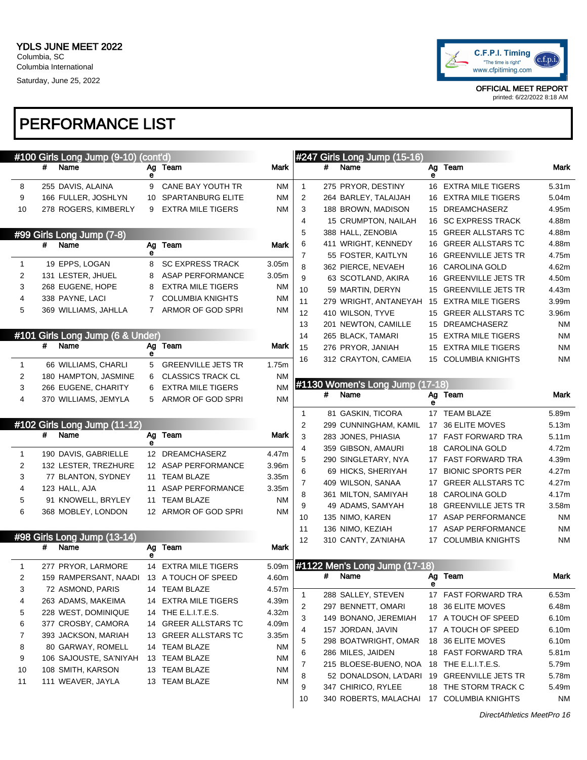YDLS JUNE MEET 2022
Columbia, SC
Columbia International
Saturday, June 25, 2022

OFFICIAL MEET REPORT
printed: 6/22/2022 8:18 AM

# PERFORMANCE LIST

## #100 Girls Long Jump (9-10) (cont'd)

| | # | Name | Age | Team | Mark |
|---|---|---|---|---|---|
| 8 | 255 | DAVIS, ALAINA | 9 | CANE BAY YOUTH TR | NM |
| 9 | 166 | FULLER, JOSHLYN | 10 | SPARTANBURG ELITE | NM |
| 10 | 278 | ROGERS, KIMBERLY | 9 | EXTRA MILE TIGERS | NM |

## #99 Girls Long Jump (7-8)

| | # | Name | Age | Team | Mark |
|---|---|---|---|---|---|
| 1 | 19 | EPPS, LOGAN | 8 | SC EXPRESS TRACK | 3.05m |
| 2 | 131 | LESTER, JHUEL | 8 | ASAP PERFORMANCE | 3.05m |
| 3 | 268 | EUGENE, HOPE | 8 | EXTRA MILE TIGERS | NM |
| 4 | 338 | PAYNE, LACI | 7 | COLUMBIA KNIGHTS | NM |
| 5 | 369 | WILLIAMS, JAHLLA | 7 | ARMOR OF GOD SPRI | NM |

## #101 Girls Long Jump (6 & Under)

| | # | Name | Age | Team | Mark |
|---|---|---|---|---|---|
| 1 | 66 | WILLIAMS, CHARLI | 5 | GREENVILLE JETS TR | 1.75m |
| 2 | 180 | HAMPTON, JASMINE | 6 | CLASSICS TRACK CL | NM |
| 3 | 266 | EUGENE, CHARITY | 6 | EXTRA MILE TIGERS | NM |
| 4 | 370 | WILLIAMS, JEMYLA | 5 | ARMOR OF GOD SPRI | NM |

## #102 Girls Long Jump (11-12)

| | # | Name | Age | Team | Mark |
|---|---|---|---|---|---|
| 1 | 190 | DAVIS, GABRIELLE | 12 | DREAMCHASERZ | 4.47m |
| 2 | 132 | LESTER, TREZHURE | 12 | ASAP PERFORMANCE | 3.96m |
| 3 | 77 | BLANTON, SYDNEY | 11 | TEAM BLAZE | 3.35m |
| 4 | 123 | HALL, AJA | 11 | ASAP PERFORMANCE | 3.35m |
| 5 | 91 | KNOWELL, BRYLEY | 11 | TEAM BLAZE | NM |
| 6 | 368 | MOBLEY, LONDON | 12 | ARMOR OF GOD SPRI | NM |

## #98 Girls Long Jump (13-14)

| | # | Name | Age | Team | Mark |
|---|---|---|---|---|---|
| 1 | 277 | PRYOR, LARMORE | 14 | EXTRA MILE TIGERS | 5.09m |
| 2 | 159 | RAMPERSANT, NAADI | 13 | A TOUCH OF SPEED | 4.60m |
| 3 | 72 | ASMOND, PARIS | 14 | TEAM BLAZE | 4.57m |
| 4 | 263 | ADAMS, MAKEIMA | 14 | EXTRA MILE TIGERS | 4.39m |
| 5 | 228 | WEST, DOMINIQUE | 14 | THE E.L.I.T.E.S. | 4.32m |
| 6 | 377 | CROSBY, CAMORA | 14 | GREER ALLSTARS TC | 4.09m |
| 7 | 393 | JACKSON, MARIAH | 13 | GREER ALLSTARS TC | 3.35m |
| 8 | 80 | GARWAY, ROMELL | 14 | TEAM BLAZE | NM |
| 9 | 106 | SAJOUSTE, SA'NIYAH | 13 | TEAM BLAZE | NM |
| 10 | 108 | SMITH, KARSON | 13 | TEAM BLAZE | NM |
| 11 | 111 | WEAVER, JAYLA | 13 | TEAM BLAZE | NM |

## #247 Girls Long Jump (15-16)

| | # | Name | Age | Team | Mark |
|---|---|---|---|---|---|
| 1 | 275 | PRYOR, DESTINY | 16 | EXTRA MILE TIGERS | 5.31m |
| 2 | 264 | BARLEY, TALAIJAH | 16 | EXTRA MILE TIGERS | 5.04m |
| 3 | 188 | BROWN, MADISON | 15 | DREAMCHASERZ | 4.95m |
| 4 | 15 | CRUMPTON, NAILAH | 16 | SC EXPRESS TRACK | 4.88m |
| 5 | 388 | HALL, ZENOBIA | 15 | GREER ALLSTARS TC | 4.88m |
| 6 | 411 | WRIGHT, KENNEDY | 16 | GREER ALLSTARS TC | 4.88m |
| 7 | 55 | FOSTER, KAITLYN | 16 | GREENVILLE JETS TR | 4.75m |
| 8 | 362 | PIERCE, NEVAEH | 16 | CAROLINA GOLD | 4.62m |
| 9 | 63 | SCOTLAND, AKIRA | 16 | GREENVILLE JETS TR | 4.50m |
| 10 | 59 | MARTIN, DERYN | 15 | GREENVILLE JETS TR | 4.43m |
| 11 | 279 | WRIGHT, ANTANEYAH | 15 | EXTRA MILE TIGERS | 3.99m |
| 12 | 410 | WILSON, TYVE | 15 | GREER ALLSTARS TC | 3.96m |
| 13 | 201 | NEWTON, CAMILLE | 15 | DREAMCHASERZ | NM |
| 14 | 265 | BLACK, TAMARI | 15 | EXTRA MILE TIGERS | NM |
| 15 | 276 | PRYOR, JANIAH | 15 | EXTRA MILE TIGERS | NM |
| 16 | 312 | CRAYTON, CAMEIA | 15 | COLUMBIA KNIGHTS | NM |

## #1130 Women's Long Jump (17-18)

| | # | Name | Age | Team | Mark |
|---|---|---|---|---|---|
| 1 | 81 | GASKIN, TICORA | 17 | TEAM BLAZE | 5.89m |
| 2 | 299 | CUNNINGHAM, KAMIL | 17 | 36 ELITE MOVES | 5.13m |
| 3 | 283 | JONES, PHIASIA | 17 | FAST FORWARD TRA | 5.11m |
| 4 | 359 | GIBSON, AMAURI | 18 | CAROLINA GOLD | 4.72m |
| 5 | 290 | SINGLETARY, NYA | 17 | FAST FORWARD TRA | 4.39m |
| 6 | 69 | HICKS, SHERIYAH | 17 | BIONIC SPORTS PER | 4.27m |
| 7 | 409 | WILSON, SANAA | 17 | GREER ALLSTARS TC | 4.27m |
| 8 | 361 | MILTON, SAMIYAH | 18 | CAROLINA GOLD | 4.17m |
| 9 | 49 | ADAMS, SAMYAH | 18 | GREENVILLE JETS TR | 3.58m |
| 10 | 135 | NIMO, KAREN | 17 | ASAP PERFORMANCE | NM |
| 11 | 136 | NIMO, KEZIAH | 17 | ASAP PERFORMANCE | NM |
| 12 | 310 | CANTY, ZA'NIAHA | 17 | COLUMBIA KNIGHTS | NM |

## #1122 Men's Long Jump (17-18)

| | # | Name | Age | Team | Mark |
|---|---|---|---|---|---|
| 1 | 288 | SALLEY, STEVEN | 17 | FAST FORWARD TRA | 6.53m |
| 2 | 297 | BENNETT, OMARI | 18 | 36 ELITE MOVES | 6.48m |
| 3 | 149 | BONANO, JEREMIAH | 17 | A TOUCH OF SPEED | 6.10m |
| 4 | 157 | JORDAN, JAVIN | 17 | A TOUCH OF SPEED | 6.10m |
| 5 | 298 | BOATWRIGHT, OMAR | 18 | 36 ELITE MOVES | 6.10m |
| 6 | 286 | MILES, JAIDEN | 18 | FAST FORWARD TRA | 5.81m |
| 7 | 215 | BLOESE-BUENO, NOA | 18 | THE E.L.I.T.E.S. | 5.79m |
| 8 | 52 | DONALDSON, LA'DARI | 19 | GREENVILLE JETS TR | 5.78m |
| 9 | 347 | CHIRICO, RYLEE | 18 | THE STORM TRACK C | 5.49m |
| 10 | 340 | ROBERTS, MALACHAI | 17 | COLUMBIA KNIGHTS | NM |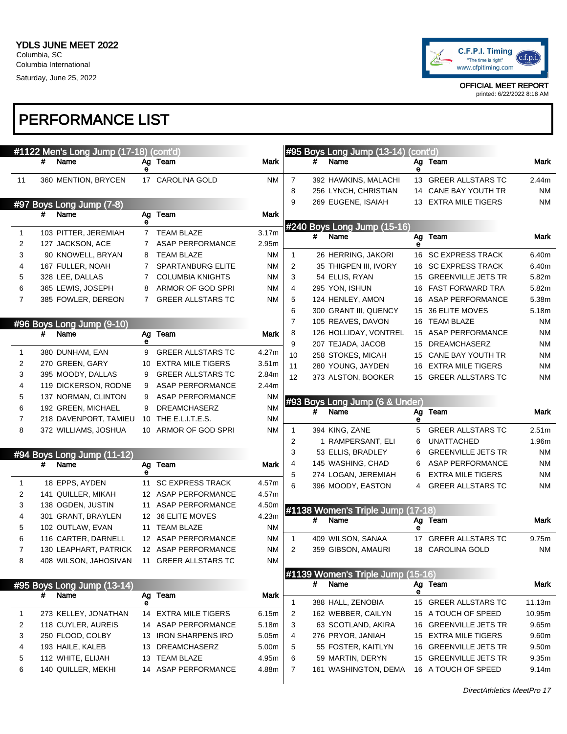YDLS JUNE MEET 2022
Columbia, SC
Columbia International
Saturday, June 25, 2022

C.F.P.I. Timing
"The time is right"
www.cfpitiming.com

OFFICIAL MEET REPORT
printed: 6/22/2022 8:18 AM

# PERFORMANCE LIST

## #1122 Men's Long Jump (17-18) (cont'd)

| | # | Name | Age | Team | Mark |
|---|---|---|---|---|---|
| 11 | 360 | MENTION, BRYCEN | 17 | CAROLINA GOLD | NM |

## #97 Boys Long Jump (7-8)

| | # | Name | Age | Team | Mark |
|---|---|---|---|---|---|
| 1 | 103 | PITTER, JEREMIAH | 7 | TEAM BLAZE | 3.17m |
| 2 | 127 | JACKSON, ACE | 7 | ASAP PERFORMANCE | 2.95m |
| 3 | 90 | KNOWELL, BRYAN | 8 | TEAM BLAZE | NM |
| 4 | 167 | FULLER, NOAH | 7 | SPARTANBURG ELITE | NM |
| 5 | 328 | LEE, DALLAS | 7 | COLUMBIA KNIGHTS | NM |
| 6 | 365 | LEWIS, JOSEPH | 8 | ARMOR OF GOD SPRI | NM |
| 7 | 385 | FOWLER, DEREON | 7 | GREER ALLSTARS TC | NM |

## #96 Boys Long Jump (9-10)

| | # | Name | Age | Team | Mark |
|---|---|---|---|---|---|
| 1 | 380 | DUNHAM, EAN | 9 | GREER ALLSTARS TC | 4.27m |
| 2 | 270 | GREEN, GARY | 10 | EXTRA MILE TIGERS | 3.51m |
| 3 | 395 | MOODY, DALLAS | 9 | GREER ALLSTARS TC | 2.84m |
| 4 | 119 | DICKERSON, RODNE | 9 | ASAP PERFORMANCE | 2.44m |
| 5 | 137 | NORMAN, CLINTON | 9 | ASAP PERFORMANCE | NM |
| 6 | 192 | GREEN, MICHAEL | 9 | DREAMCHASERZ | NM |
| 7 | 218 | DAVENPORT, TAMIEU | 10 | THE E.L.I.T.E.S. | NM |
| 8 | 372 | WILLIAMS, JOSHUA | 10 | ARMOR OF GOD SPRI | NM |

## #94 Boys Long Jump (11-12)

| | # | Name | Age | Team | Mark |
|---|---|---|---|---|---|
| 1 | 18 | EPPS, AYDEN | 11 | SC EXPRESS TRACK | 4.57m |
| 2 | 141 | QUILLER, MIKAH | 12 | ASAP PERFORMANCE | 4.57m |
| 3 | 138 | OGDEN, JUSTIN | 11 | ASAP PERFORMANCE | 4.50m |
| 4 | 301 | GRANT, BRAYLEN | 12 | 36 ELITE MOVES | 4.23m |
| 5 | 102 | OUTLAW, EVAN | 11 | TEAM BLAZE | NM |
| 6 | 116 | CARTER, DARNELL | 12 | ASAP PERFORMANCE | NM |
| 7 | 130 | LEAPHART, PATRICK | 12 | ASAP PERFORMANCE | NM |
| 8 | 408 | WILSON, JAHOSIVAN | 11 | GREER ALLSTARS TC | NM |

## #95 Boys Long Jump (13-14)

| | # | Name | Age | Team | Mark |
|---|---|---|---|---|---|
| 1 | 273 | KELLEY, JONATHAN | 14 | EXTRA MILE TIGERS | 6.15m |
| 2 | 118 | CUYLER, AUREIS | 14 | ASAP PERFORMANCE | 5.18m |
| 3 | 250 | FLOOD, COLBY | 13 | IRON SHARPENS IRO | 5.05m |
| 4 | 193 | HAILE, KALEB | 13 | DREAMCHASERZ | 5.00m |
| 5 | 112 | WHITE, ELIJAH | 13 | TEAM BLAZE | 4.95m |
| 6 | 140 | QUILLER, MEKHI | 14 | ASAP PERFORMANCE | 4.88m |
| 7 | 392 | HAWKINS, MALACHI | 13 | GREER ALLSTARS TC | 2.44m |
| 8 | 256 | LYNCH, CHRISTIAN | 14 | CANE BAY YOUTH TR | NM |
| 9 | 269 | EUGENE, ISAIAH | 13 | EXTRA MILE TIGERS | NM |

## #240 Boys Long Jump (15-16)

| | # | Name | Age | Team | Mark |
|---|---|---|---|---|---|
| 1 | 26 | HERRING, JAKORI | 16 | SC EXPRESS TRACK | 6.40m |
| 2 | 35 | THIGPEN III, IVORY | 16 | SC EXPRESS TRACK | 6.40m |
| 3 | 54 | ELLIS, RYAN | 15 | GREENVILLE JETS TR | 5.82m |
| 4 | 295 | YON, ISHUN | 16 | FAST FORWARD TRA | 5.82m |
| 5 | 124 | HENLEY, AMON | 16 | ASAP PERFORMANCE | 5.38m |
| 6 | 300 | GRANT III, QUENCY | 15 | 36 ELITE MOVES | 5.18m |
| 7 | 105 | REAVES, DAVON | 16 | TEAM BLAZE | NM |
| 8 | 126 | HOLLIDAY, VONTREL | 15 | ASAP PERFORMANCE | NM |
| 9 | 207 | TEJADA, JACOB | 15 | DREAMCHASERZ | NM |
| 10 | 258 | STOKES, MICAH | 15 | CANE BAY YOUTH TR | NM |
| 11 | 280 | YOUNG, JAYDEN | 16 | EXTRA MILE TIGERS | NM |
| 12 | 373 | ALSTON, BOOKER | 15 | GREER ALLSTARS TC | NM |

## #93 Boys Long Jump (6 & Under)

| | # | Name | Age | Team | Mark |
|---|---|---|---|---|---|
| 1 | 394 | KING, ZANE | 5 | GREER ALLSTARS TC | 2.51m |
| 2 | 1 | RAMPERSANT, ELI | 6 | UNATTACHED | 1.96m |
| 3 | 53 | ELLIS, BRADLEY | 6 | GREENVILLE JETS TR | NM |
| 4 | 145 | WASHING, CHAD | 6 | ASAP PERFORMANCE | NM |
| 5 | 274 | LOGAN, JEREMIAH | 6 | EXTRA MILE TIGERS | NM |
| 6 | 396 | MOODY, EASTON | 4 | GREER ALLSTARS TC | NM |

## #1138 Women's Triple Jump (17-18)

| | # | Name | Age | Team | Mark |
|---|---|---|---|---|---|
| 1 | 409 | WILSON, SANAA | 17 | GREER ALLSTARS TC | 9.75m |
| 2 | 359 | GIBSON, AMAURI | 18 | CAROLINA GOLD | NM |

## #1139 Women's Triple Jump (15-16)

| | # | Name | Age | Team | Mark |
|---|---|---|---|---|---|
| 1 | 388 | HALL, ZENOBIA | 15 | GREER ALLSTARS TC | 11.13m |
| 2 | 162 | WEBBER, CAILYN | 15 | A TOUCH OF SPEED | 10.95m |
| 3 | 63 | SCOTLAND, AKIRA | 16 | GREENVILLE JETS TR | 9.65m |
| 4 | 276 | PRYOR, JANIAH | 15 | EXTRA MILE TIGERS | 9.60m |
| 5 | 55 | FOSTER, KAITLYN | 16 | GREENVILLE JETS TR | 9.50m |
| 6 | 59 | MARTIN, DERYN | 15 | GREENVILLE JETS TR | 9.35m |
| 7 | 161 | WASHINGTON, DEMA | 16 | A TOUCH OF SPEED | 9.14m |

*DirectAthletics MeetPro 17*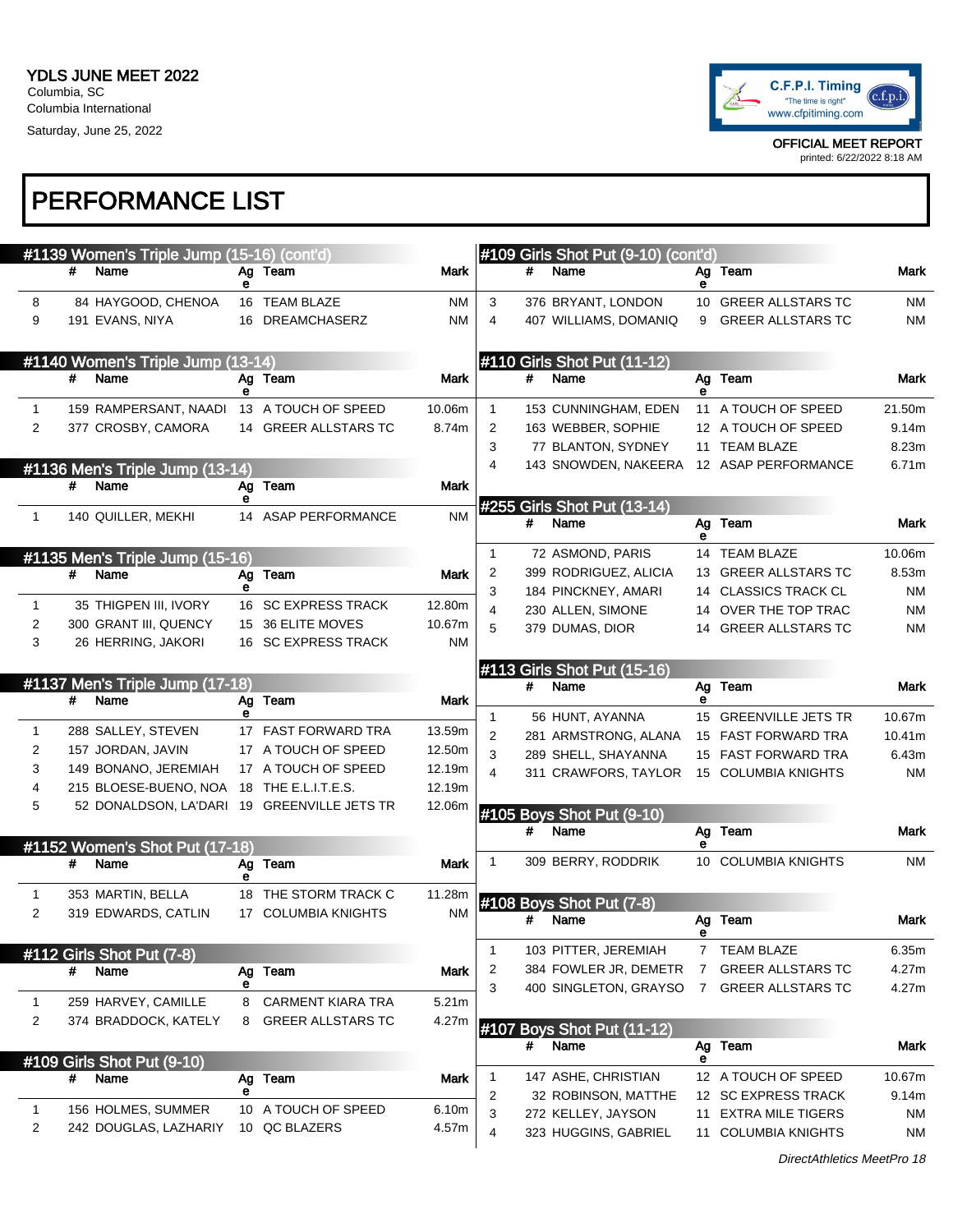YDLS JUNE MEET 2022
Columbia, SC
Columbia International
Saturday, June 25, 2022

OFFICIAL MEET REPORT
printed: 6/22/2022 8:18 AM

# PERFORMANCE LIST

## #1139 Women's Triple Jump (15-16) (cont'd)

| | # | Name | Age | Team | Mark |
|---|---|---|---|---|---|
| 8 | 84 | HAYGOOD, CHENOA | 16 | TEAM BLAZE | NM |
| 9 | 191 | EVANS, NIYA | 16 | DREAMCHASERZ | NM |

## #1140 Women's Triple Jump (13-14)

| | # | Name | Age | Team | Mark |
|---|---|---|---|---|---|
| 1 | 159 | RAMPERSANT, NAADI | 13 | A TOUCH OF SPEED | 10.06m |
| 2 | 377 | CROSBY, CAMORA | 14 | GREER ALLSTARS TC | 8.74m |

## #1136 Men's Triple Jump (13-14)

| | # | Name | Age | Team | Mark |
|---|---|---|---|---|---|
| 1 | 140 | QUILLER, MEKHI | 14 | ASAP PERFORMANCE | NM |

## #1135 Men's Triple Jump (15-16)

| | # | Name | Age | Team | Mark |
|---|---|---|---|---|---|
| 1 | 35 | THIGPEN III, IVORY | 16 | SC EXPRESS TRACK | 12.80m |
| 2 | 300 | GRANT III, QUENCY | 15 | 36 ELITE MOVES | 10.67m |
| 3 | 26 | HERRING, JAKORI | 16 | SC EXPRESS TRACK | NM |

## #1137 Men's Triple Jump (17-18)

| | # | Name | Age | Team | Mark |
|---|---|---|---|---|---|
| 1 | 288 | SALLEY, STEVEN | 17 | FAST FORWARD TRA | 13.59m |
| 2 | 157 | JORDAN, JAVIN | 17 | A TOUCH OF SPEED | 12.50m |
| 3 | 149 | BONANO, JEREMIAH | 17 | A TOUCH OF SPEED | 12.19m |
| 4 | 215 | BLOESE-BUENO, NOA | 18 | THE E.L.I.T.E.S. | 12.19m |
| 5 | 52 | DONALDSON, LA'DARI | 19 | GREENVILLE JETS TR | 12.06m |

## #1152 Women's Shot Put (17-18)

| | # | Name | Age | Team | Mark |
|---|---|---|---|---|---|
| 1 | 353 | MARTIN, BELLA | 18 | THE STORM TRACK C | 11.28m |
| 2 | 319 | EDWARDS, CATLIN | 17 | COLUMBIA KNIGHTS | NM |

## #112 Girls Shot Put (7-8)

| | # | Name | Age | Team | Mark |
|---|---|---|---|---|---|
| 1 | 259 | HARVEY, CAMILLE | 8 | CARMENT KIARA TRA | 5.21m |
| 2 | 374 | BRADDOCK, KATELY | 8 | GREER ALLSTARS TC | 4.27m |

## #109 Girls Shot Put (9-10)

| | # | Name | Age | Team | Mark |
|---|---|---|---|---|---|
| 1 | 156 | HOLMES, SUMMER | 10 | A TOUCH OF SPEED | 6.10m |
| 2 | 242 | DOUGLAS, LAZHARIY | 10 | QC BLAZERS | 4.57m |
| 3 | 376 | BRYANT, LONDON | 10 | GREER ALLSTARS TC | NM |
| 4 | 407 | WILLIAMS, DOMANIQ | 9 | GREER ALLSTARS TC | NM |

## #110 Girls Shot Put (11-12)

| | # | Name | Age | Team | Mark |
|---|---|---|---|---|---|
| 1 | 153 | CUNNINGHAM, EDEN | 11 | A TOUCH OF SPEED | 21.50m |
| 2 | 163 | WEBBER, SOPHIE | 12 | A TOUCH OF SPEED | 9.14m |
| 3 | 77 | BLANTON, SYDNEY | 11 | TEAM BLAZE | 8.23m |
| 4 | 143 | SNOWDEN, NAKEERA | 12 | ASAP PERFORMANCE | 6.71m |

## #255 Girls Shot Put (13-14)

| | # | Name | Age | Team | Mark |
|---|---|---|---|---|---|
| 1 | 72 | ASMOND, PARIS | 14 | TEAM BLAZE | 10.06m |
| 2 | 399 | RODRIGUEZ, ALICIA | 13 | GREER ALLSTARS TC | 8.53m |
| 3 | 184 | PINCKNEY, AMARI | 14 | CLASSICS TRACK CL | NM |
| 4 | 230 | ALLEN, SIMONE | 14 | OVER THE TOP TRAC | NM |
| 5 | 379 | DUMAS, DIOR | 14 | GREER ALLSTARS TC | NM |

## #113 Girls Shot Put (15-16)

| | # | Name | Age | Team | Mark |
|---|---|---|---|---|---|
| 1 | 56 | HUNT, AYANNA | 15 | GREENVILLE JETS TR | 10.67m |
| 2 | 281 | ARMSTRONG, ALANA | 15 | FAST FORWARD TRA | 10.41m |
| 3 | 289 | SHELL, SHAYANNA | 15 | FAST FORWARD TRA | 6.43m |
| 4 | 311 | CRAWFORS, TAYLOR | 15 | COLUMBIA KNIGHTS | NM |

## #105 Boys Shot Put (9-10)

| | # | Name | Age | Team | Mark |
|---|---|---|---|---|---|
| 1 | 309 | BERRY, RODDRIK | 10 | COLUMBIA KNIGHTS | NM |

## #108 Boys Shot Put (7-8)

| | # | Name | Age | Team | Mark |
|---|---|---|---|---|---|
| 1 | 103 | PITTER, JEREMIAH | 7 | TEAM BLAZE | 6.35m |
| 2 | 384 | FOWLER JR, DEMETR | 7 | GREER ALLSTARS TC | 4.27m |
| 3 | 400 | SINGLETON, GRAYSO | 7 | GREER ALLSTARS TC | 4.27m |

## #107 Boys Shot Put (11-12)

| | # | Name | Age | Team | Mark |
|---|---|---|---|---|---|
| 1 | 147 | ASHE, CHRISTIAN | 12 | A TOUCH OF SPEED | 10.67m |
| 2 | 32 | ROBINSON, MATTHE | 12 | SC EXPRESS TRACK | 9.14m |
| 3 | 272 | KELLEY, JAYSON | 11 | EXTRA MILE TIGERS | NM |
| 4 | 323 | HUGGINS, GABRIEL | 11 | COLUMBIA KNIGHTS | NM |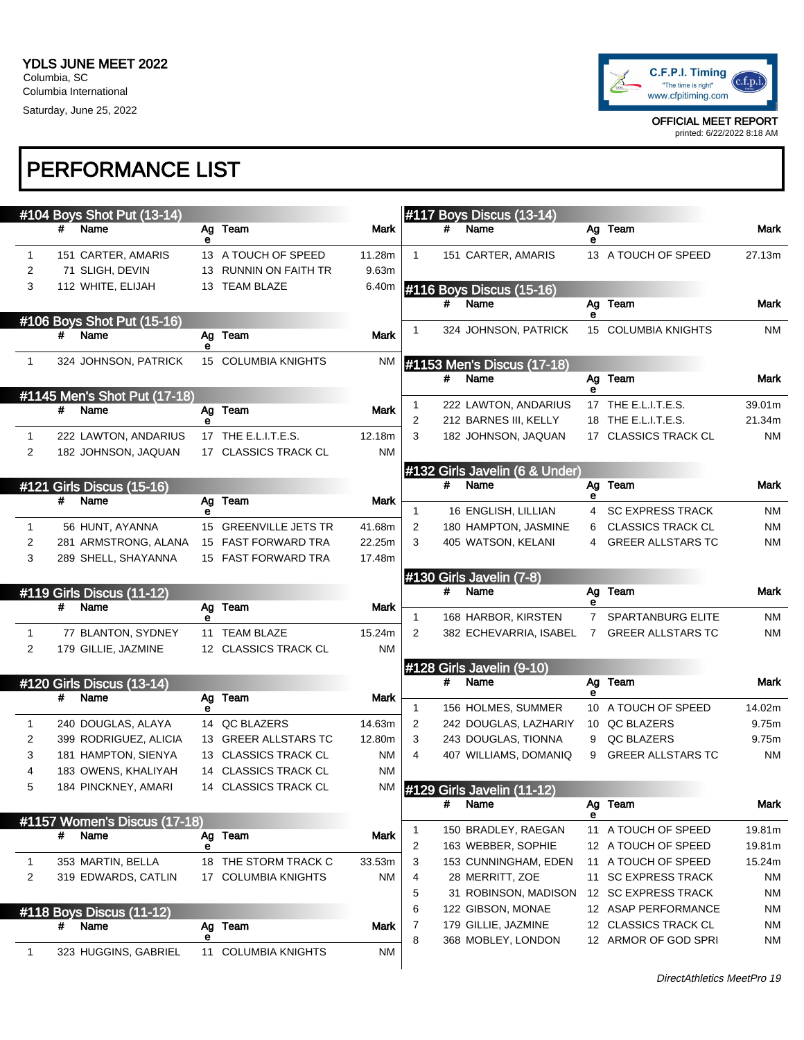YDLS JUNE MEET 2022
Columbia, SC
Columbia International
Saturday, June 25, 2022

OFFICIAL MEET REPORT
printed: 6/22/2022 8:18 AM

# PERFORMANCE LIST

## #104 Boys Shot Put (13-14)

| | # | Name | Age | Team | Mark |
|---|---|---|---|---|---|
| 1 | 151 | CARTER, AMARIS | 13 | A TOUCH OF SPEED | 11.28m |
| 2 | 71 | SLIGH, DEVIN | 13 | RUNNIN ON FAITH TR | 9.63m |
| 3 | 112 | WHITE, ELIJAH | 13 | TEAM BLAZE | 6.40m |

## #106 Boys Shot Put (15-16)

| | # | Name | Age | Team | Mark |
|---|---|---|---|---|---|
| 1 | 324 | JOHNSON, PATRICK | 15 | COLUMBIA KNIGHTS | NM |

## #1145 Men's Shot Put (17-18)

| | # | Name | Age | Team | Mark |
|---|---|---|---|---|---|
| 1 | 222 | LAWTON, ANDARIUS | 17 | THE E.L.I.T.E.S. | 12.18m |
| 2 | 182 | JOHNSON, JAQUAN | 17 | CLASSICS TRACK CL | NM |

## #121 Girls Discus (15-16)

| | # | Name | Age | Team | Mark |
|---|---|---|---|---|---|
| 1 | 56 | HUNT, AYANNA | 15 | GREENVILLE JETS TR | 41.68m |
| 2 | 281 | ARMSTRONG, ALANA | 15 | FAST FORWARD TRA | 22.25m |
| 3 | 289 | SHELL, SHAYANNA | 15 | FAST FORWARD TRA | 17.48m |

## #119 Girls Discus (11-12)

| | # | Name | Age | Team | Mark |
|---|---|---|---|---|---|
| 1 | 77 | BLANTON, SYDNEY | 11 | TEAM BLAZE | 15.24m |
| 2 | 179 | GILLIE, JAZMINE | 12 | CLASSICS TRACK CL | NM |

## #120 Girls Discus (13-14)

| | # | Name | Age | Team | Mark |
|---|---|---|---|---|---|
| 1 | 240 | DOUGLAS, ALAYA | 14 | QC BLAZERS | 14.63m |
| 2 | 399 | RODRIGUEZ, ALICIA | 13 | GREER ALLSTARS TC | 12.80m |
| 3 | 181 | HAMPTON, SIENYA | 13 | CLASSICS TRACK CL | NM |
| 4 | 183 | OWENS, KHALIYAH | 14 | CLASSICS TRACK CL | NM |
| 5 | 184 | PINCKNEY, AMARI | 14 | CLASSICS TRACK CL | NM |

## #1157 Women's Discus (17-18)

| | # | Name | Age | Team | Mark |
|---|---|---|---|---|---|
| 1 | 353 | MARTIN, BELLA | 18 | THE STORM TRACK C | 33.53m |
| 2 | 319 | EDWARDS, CATLIN | 17 | COLUMBIA KNIGHTS | NM |

## #118 Boys Discus (11-12)

| | # | Name | Age | Team | Mark |
|---|---|---|---|---|---|
| 1 | 323 | HUGGINS, GABRIEL | 11 | COLUMBIA KNIGHTS | NM |

## #117 Boys Discus (13-14)

| | # | Name | Age | Team | Mark |
|---|---|---|---|---|---|
| 1 | 151 | CARTER, AMARIS | 13 | A TOUCH OF SPEED | 27.13m |

## #116 Boys Discus (15-16)

| | # | Name | Age | Team | Mark |
|---|---|---|---|---|---|
| 1 | 324 | JOHNSON, PATRICK | 15 | COLUMBIA KNIGHTS | NM |

## #1153 Men's Discus (17-18)

| | # | Name | Age | Team | Mark |
|---|---|---|---|---|---|
| 1 | 222 | LAWTON, ANDARIUS | 17 | THE E.L.I.T.E.S. | 39.01m |
| 2 | 212 | BARNES III, KELLY | 18 | THE E.L.I.T.E.S. | 21.34m |
| 3 | 182 | JOHNSON, JAQUAN | 17 | CLASSICS TRACK CL | NM |

## #132 Girls Javelin (6 & Under)

| | # | Name | Age | Team | Mark |
|---|---|---|---|---|---|
| 1 | 16 | ENGLISH, LILLIAN | 4 | SC EXPRESS TRACK | NM |
| 2 | 180 | HAMPTON, JASMINE | 6 | CLASSICS TRACK CL | NM |
| 3 | 405 | WATSON, KELANI | 4 | GREER ALLSTARS TC | NM |

## #130 Girls Javelin (7-8)

| | # | Name | Age | Team | Mark |
|---|---|---|---|---|---|
| 1 | 168 | HARBOR, KIRSTEN | 7 | SPARTANBURG ELITE | NM |
| 2 | 382 | ECHEVARRIA, ISABEL | 7 | GREER ALLSTARS TC | NM |

## #128 Girls Javelin (9-10)

| | # | Name | Age | Team | Mark |
|---|---|---|---|---|---|
| 1 | 156 | HOLMES, SUMMER | 10 | A TOUCH OF SPEED | 14.02m |
| 2 | 242 | DOUGLAS, LAZHARIY | 10 | QC BLAZERS | 9.75m |
| 3 | 243 | DOUGLAS, TIONNA | 9 | QC BLAZERS | 9.75m |
| 4 | 407 | WILLIAMS, DOMANIQ | 9 | GREER ALLSTARS TC | NM |

## #129 Girls Javelin (11-12)

| | # | Name | Age | Team | Mark |
|---|---|---|---|---|---|
| 1 | 150 | BRADLEY, RAEGAN | 11 | A TOUCH OF SPEED | 19.81m |
| 2 | 163 | WEBBER, SOPHIE | 12 | A TOUCH OF SPEED | 19.81m |
| 3 | 153 | CUNNINGHAM, EDEN | 11 | A TOUCH OF SPEED | 15.24m |
| 4 | 28 | MERRITT, ZOE | 11 | SC EXPRESS TRACK | NM |
| 5 | 31 | ROBINSON, MADISON | 12 | SC EXPRESS TRACK | NM |
| 6 | 122 | GIBSON, MONAE | 12 | ASAP PERFORMANCE | NM |
| 7 | 179 | GILLIE, JAZMINE | 12 | CLASSICS TRACK CL | NM |
| 8 | 368 | MOBLEY, LONDON | 12 | ARMOR OF GOD SPRI | NM |

*DirectAthletics MeetPro 19*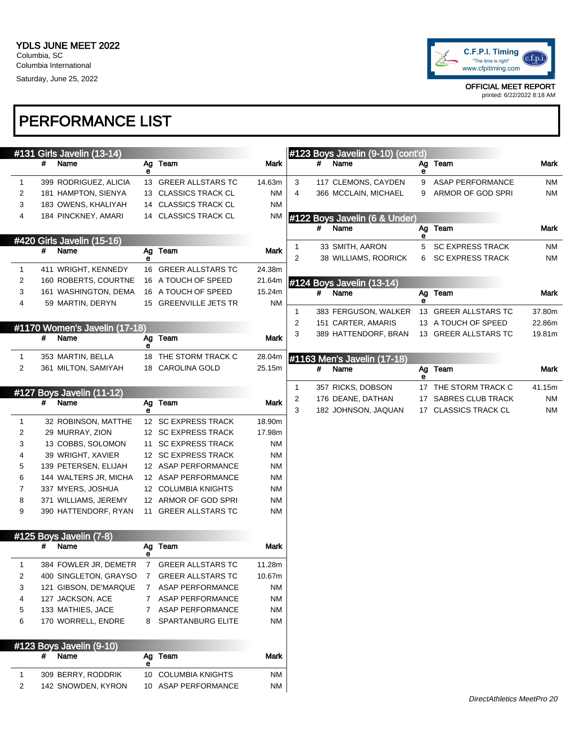YDLS JUNE MEET 2022
Columbia, SC
Columbia International
Saturday, June 25, 2022

C.F.P.I. Timing
"The time is right"
www.cfpitiming.com

OFFICIAL MEET REPORT
printed: 6/22/2022 8:18 AM

# PERFORMANCE LIST

## #131 Girls Javelin (13-14)

| | # | Name | Age | Team | Mark |
|---|---|---|---|---|---|
| 1 | 399 | RODRIGUEZ, ALICIA | 13 | GREER ALLSTARS TC | 14.63m |
| 2 | 181 | HAMPTON, SIENYA | 13 | CLASSICS TRACK CL | NM |
| 3 | 183 | OWENS, KHALIYAH | 14 | CLASSICS TRACK CL | NM |
| 4 | 184 | PINCKNEY, AMARI | 14 | CLASSICS TRACK CL | NM |

## #420 Girls Javelin (15-16)

| | # | Name | Age | Team | Mark |
|---|---|---|---|---|---|
| 1 | 411 | WRIGHT, KENNEDY | 16 | GREER ALLSTARS TC | 24.38m |
| 2 | 160 | ROBERTS, COURTNE | 16 | A TOUCH OF SPEED | 21.64m |
| 3 | 161 | WASHINGTON, DEMA | 16 | A TOUCH OF SPEED | 15.24m |
| 4 | 59 | MARTIN, DERYN | 15 | GREENVILLE JETS TR | NM |

## #1170 Women's Javelin (17-18)

| | # | Name | Age | Team | Mark |
|---|---|---|---|---|---|
| 1 | 353 | MARTIN, BELLA | 18 | THE STORM TRACK C | 28.04m |
| 2 | 361 | MILTON, SAMIYAH | 18 | CAROLINA GOLD | 25.15m |

## #127 Boys Javelin (11-12)

| | # | Name | Age | Team | Mark |
|---|---|---|---|---|---|
| 1 | 32 | ROBINSON, MATTHE | 12 | SC EXPRESS TRACK | 18.90m |
| 2 | 29 | MURRAY, ZION | 12 | SC EXPRESS TRACK | 17.98m |
| 3 | 13 | COBBS, SOLOMON | 11 | SC EXPRESS TRACK | NM |
| 4 | 39 | WRIGHT, XAVIER | 12 | SC EXPRESS TRACK | NM |
| 5 | 139 | PETERSEN, ELIJAH | 12 | ASAP PERFORMANCE | NM |
| 6 | 144 | WALTERS JR, MICHA | 12 | ASAP PERFORMANCE | NM |
| 7 | 337 | MYERS, JOSHUA | 12 | COLUMBIA KNIGHTS | NM |
| 8 | 371 | WILLIAMS, JEREMY | 12 | ARMOR OF GOD SPRI | NM |
| 9 | 390 | HATTENDORF, RYAN | 11 | GREER ALLSTARS TC | NM |

## #125 Boys Javelin (7-8)

| | # | Name | Age | Team | Mark |
|---|---|---|---|---|---|
| 1 | 384 | FOWLER JR, DEMETR | 7 | GREER ALLSTARS TC | 11.28m |
| 2 | 400 | SINGLETON, GRAYSO | 7 | GREER ALLSTARS TC | 10.67m |
| 3 | 121 | GIBSON, DE'MARQUE | 7 | ASAP PERFORMANCE | NM |
| 4 | 127 | JACKSON, ACE | 7 | ASAP PERFORMANCE | NM |
| 5 | 133 | MATHIES, JACE | 7 | ASAP PERFORMANCE | NM |
| 6 | 170 | WORRELL, ENDRE | 8 | SPARTANBURG ELITE | NM |

## #123 Boys Javelin (9-10)

| | # | Name | Age | Team | Mark |
|---|---|---|---|---|---|
| 1 | 309 | BERRY, RODDRIK | 10 | COLUMBIA KNIGHTS | NM |
| 2 | 142 | SNOWDEN, KYRON | 10 | ASAP PERFORMANCE | NM |
| 3 | 117 | CLEMONS, CAYDEN | 9 | ASAP PERFORMANCE | NM |
| 4 | 366 | MCCLAIN, MICHAEL | 9 | ARMOR OF GOD SPRI | NM |

## #122 Boys Javelin (6 & Under)

| | # | Name | Age | Team | Mark |
|---|---|---|---|---|---|
| 1 | 33 | SMITH, AARON | 5 | SC EXPRESS TRACK | NM |
| 2 | 38 | WILLIAMS, RODRICK | 6 | SC EXPRESS TRACK | NM |

## #124 Boys Javelin (13-14)

| | # | Name | Age | Team | Mark |
|---|---|---|---|---|---|
| 1 | 383 | FERGUSON, WALKER | 13 | GREER ALLSTARS TC | 37.80m |
| 2 | 151 | CARTER, AMARIS | 13 | A TOUCH OF SPEED | 22.86m |
| 3 | 389 | HATTENDORF, BRAN | 13 | GREER ALLSTARS TC | 19.81m |

## #1163 Men's Javelin (17-18)

| | # | Name | Age | Team | Mark |
|---|---|---|---|---|---|
| 1 | 357 | RICKS, DOBSON | 17 | THE STORM TRACK C | 41.15m |
| 2 | 176 | DEANE, DATHAN | 17 | SABRES CLUB TRACK | NM |
| 3 | 182 | JOHNSON, JAQUAN | 17 | CLASSICS TRACK CL | NM |

*DirectAthletics MeetPro 20*